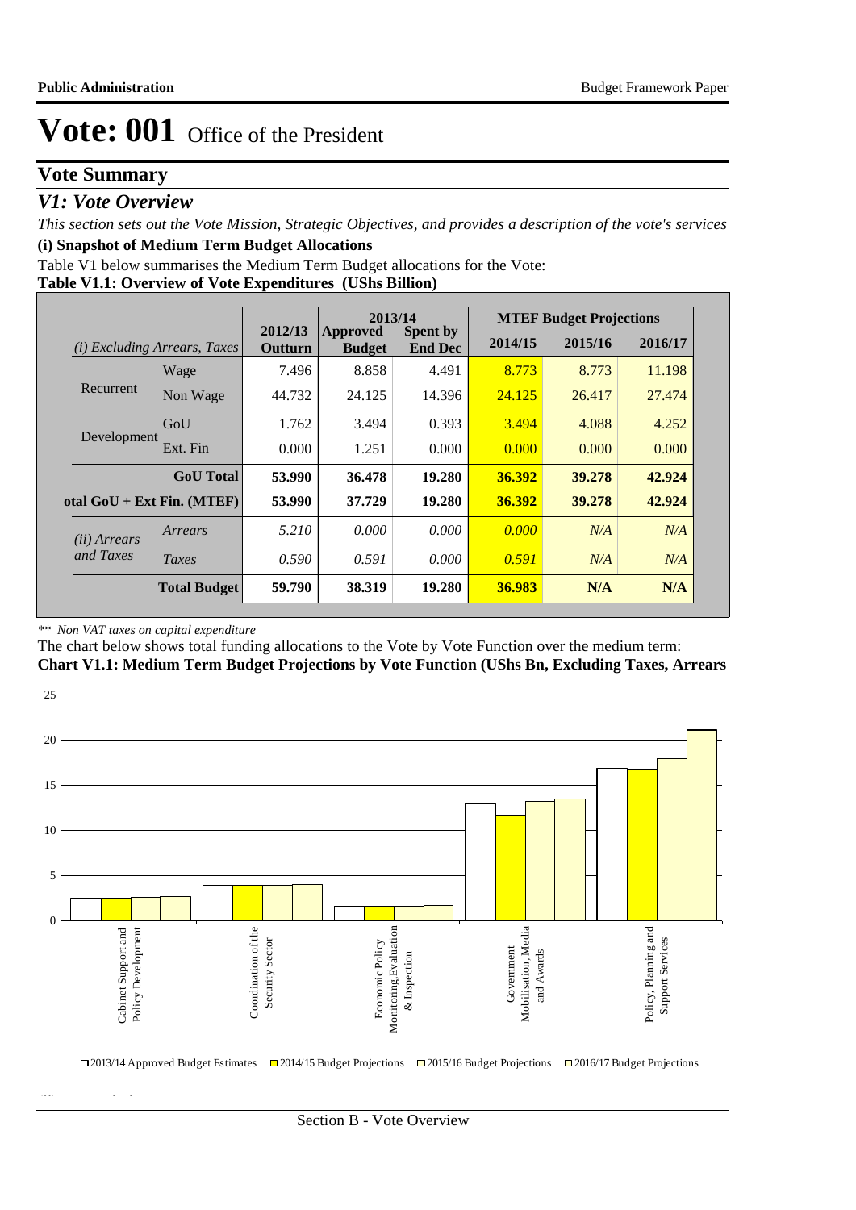# Vote: 001 Office of the President

## Vote Summary

### V1: Vote Overview

*This section sets out the Vote Mission, Strategic Objectives, and provides a description of the vote's services*

**(i) Snapshot of Medium Term Budget Allocations**

Table V1 below summarises the Medium Term Budget allocations for the Vote:

**Table V1.1: Overview of Vote Expenditures (UShs Billion)**

| *(i) Excluding Arrears, Taxes* | | 2012/13 Outturn | 2013/14 Approved Budget | 2013/14 Spent by End Dec | MTEF Budget Projections 2014/15 | 2015/16 | 2016/17 |
|---|---|---|---|---|---|---|---|
| Recurrent | Wage | 7.496 | 8.858 | 4.491 | 8.773 | 8.773 | 11.198 |
| | Non Wage | 44.732 | 24.125 | 14.396 | 24.125 | 26.417 | 27.474 |
| Development | GoU | 1.762 | 3.494 | 0.393 | 3.494 | 4.088 | 4.252 |
| | Ext. Fin | 0.000 | 1.251 | 0.000 | 0.000 | 0.000 | 0.000 |
| | **GoU Total** | **53.990** | **36.478** | **19.280** | **36.392** | **39.278** | **42.924** |
| **otal GoU + Ext Fin. (MTEF)** | | **53.990** | **37.729** | **19.280** | **36.392** | **39.278** | **42.924** |
| *(ii) Arrears and Taxes* | *Arrears* | *5.210* | *0.000* | *0.000* | *0.000* | *N/A* | *N/A* |
| | *Taxes* | *0.590* | *0.591* | *0.000* | *0.591* | *N/A* | *N/A* |
| | **Total Budget** | **59.790** | **38.319** | **19.280** | **36.983** | **N/A** | **N/A** |

*\*\* Non VAT taxes on capital expenditure*

The chart below shows total funding allocations to the Vote by Vote Function over the medium term:

**Chart V1.1: Medium Term Budget Projections by Vote Function (UShs Bn, Excluding Taxes, Arrears**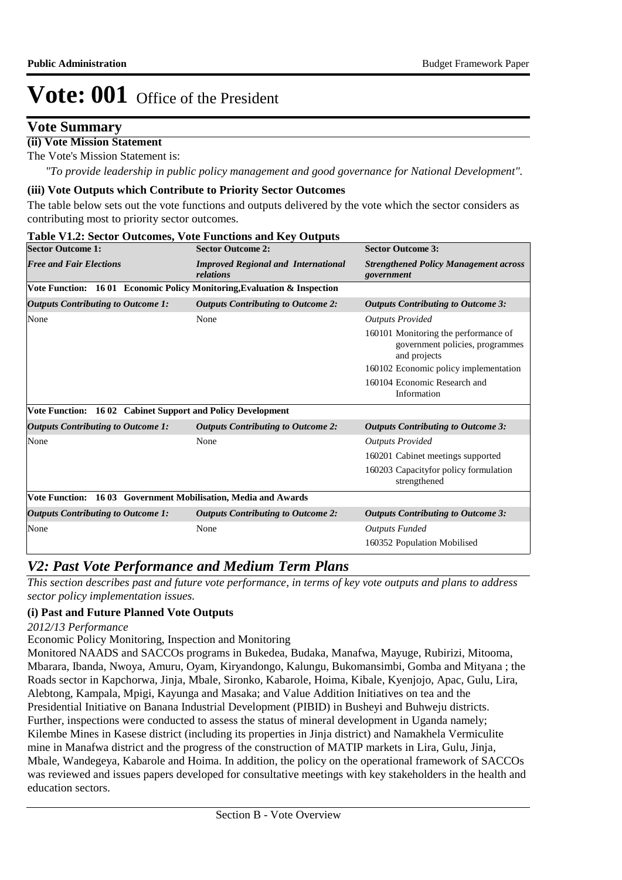# Vote: 001 Office of the President

## Vote Summary

**(ii) Vote Mission Statement**

The Vote's Mission Statement is:

*"To provide leadership in public policy management and good governance for National Development".*

**(iii) Vote Outputs which Contribute to Priority Sector Outcomes**

The table below sets out the vote functions and outputs delivered by the vote which the sector considers as contributing most to priority sector outcomes.

**Table V1.2: Sector Outcomes, Vote Functions and Key Outputs**

| **Sector Outcome 1:** | **Sector Outcome 2:** | **Sector Outcome 3:** |
|---|---|---|
| ***Free and Fair Elections*** | ***Improved Regional and International relations*** | ***Strengthened Policy Management across government*** |
| **Vote Function: 16 01 Economic Policy Monitoring,Evaluation & Inspection** | | |
| ***Outputs Contributing to Outcome 1:*** | ***Outputs Contributing to Outcome 2:*** | ***Outputs Contributing to Outcome 3:*** |
| None | None | *Outputs Provided*<br>160101 Monitoring the performance of government policies, programmes and projects<br>160102 Economic policy implementation<br>160104 Economic Research and Information |
| **Vote Function: 16 02 Cabinet Support and Policy Development** | | |
| ***Outputs Contributing to Outcome 1:*** | ***Outputs Contributing to Outcome 2:*** | ***Outputs Contributing to Outcome 3:*** |
| None | None | *Outputs Provided*<br>160201 Cabinet meetings supported<br>160203 Capacityfor policy formulation strengthened |
| **Vote Function: 16 03 Government Mobilisation, Media and Awards** | | |
| ***Outputs Contributing to Outcome 1:*** | ***Outputs Contributing to Outcome 2:*** | ***Outputs Contributing to Outcome 3:*** |
| None | None | *Outputs Funded*<br>160352 Population Mobilised |

## *V2: Past Vote Performance and Medium Term Plans*

*This section describes past and future vote performance, in terms of key vote outputs and plans to address sector policy implementation issues.*

**(i) Past and Future Planned Vote Outputs**

*2012/13 Performance*

Economic Policy Monitoring, Inspection and Monitoring

Monitored NAADS and SACCOs programs in Bukedea, Budaka, Manafwa, Mayuge, Rubirizi, Mitooma, Mbarara, Ibanda, Nwoya, Amuru, Oyam, Kiryandongo, Kalungu, Bukomansimbi, Gomba and Mityana ; the Roads sector in Kapchorwa, Jinja, Mbale, Sironko, Kabarole, Hoima, Kibale, Kyenjojo, Apac, Gulu, Lira, Alebtong, Kampala, Mpigi, Kayunga and Masaka; and Value Addition Initiatives on tea and the Presidential Initiative on Banana Industrial Development (PIBID) in Busheyi and Buhweju districts. Further, inspections were conducted to assess the status of mineral development in Uganda namely; Kilembe Mines in Kasese district (including its properties in Jinja district) and Namakhela Vermiculite mine in Manafwa district and the progress of the construction of MATIP markets in Lira, Gulu, Jinja, Mbale, Wandegeya, Kabarole and Hoima. In addition, the policy on the operational framework of SACCOs was reviewed and issues papers developed for consultative meetings with key stakeholders in the health and education sectors.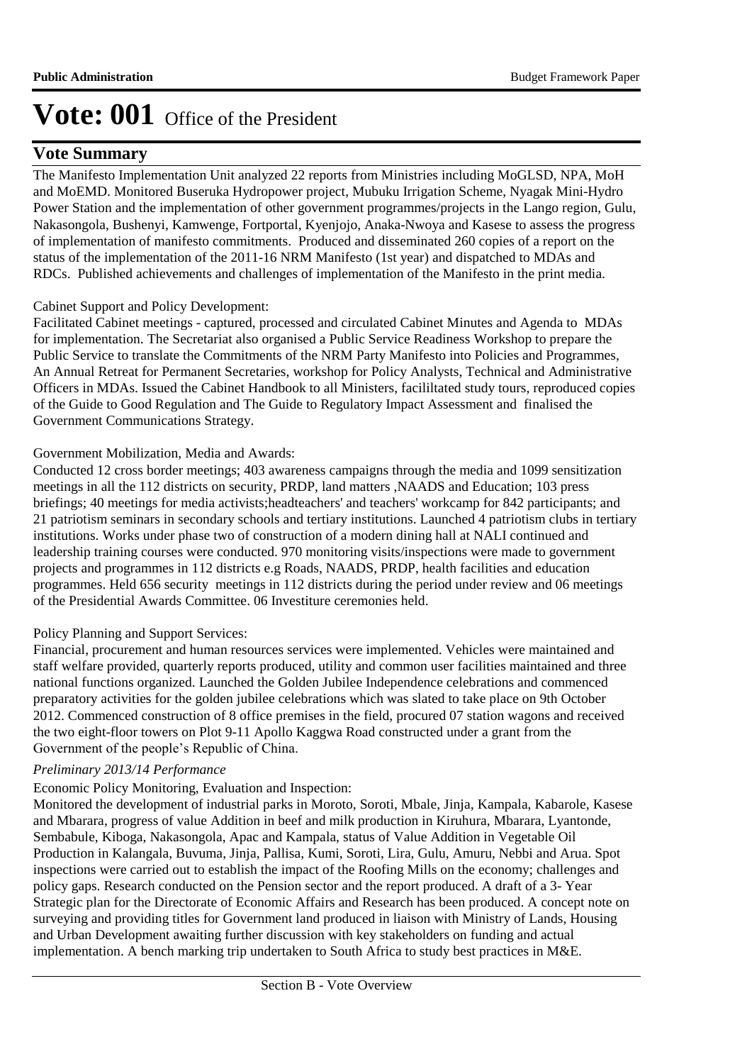# Vote: 001 Office of the President

## Vote Summary

The Manifesto Implementation Unit analyzed 22 reports from Ministries including MoGLSD, NPA, MoH and MoEMD. Monitored Buseruka Hydropower project, Mubuku Irrigation Scheme, Nyagak Mini-Hydro Power Station and the implementation of other government programmes/projects in the Lango region, Gulu, Nakasongola, Bushenyi, Kamwenge, Fortportal, Kyenjojo, Anaka-Nwoya and Kasese to assess the progress of implementation of manifesto commitments. Produced and disseminated 260 copies of a report on the status of the implementation of the 2011-16 NRM Manifesto (1st year) and dispatched to MDAs and RDCs. Published achievements and challenges of implementation of the Manifesto in the print media.

Cabinet Support and Policy Development:
Facilitated Cabinet meetings - captured, processed and circulated Cabinet Minutes and Agenda to MDAs for implementation. The Secretariat also organised a Public Service Readiness Workshop to prepare the Public Service to translate the Commitments of the NRM Party Manifesto into Policies and Programmes, An Annual Retreat for Permanent Secretaries, workshop for Policy Analysts, Technical and Administrative Officers in MDAs. Issued the Cabinet Handbook to all Ministers, facililtated study tours, reproduced copies of the Guide to Good Regulation and The Guide to Regulatory Impact Assessment and finalised the Government Communications Strategy.

Government Mobilization, Media and Awards:
Conducted 12 cross border meetings; 403 awareness campaigns through the media and 1099 sensitization meetings in all the 112 districts on security, PRDP, land matters ,NAADS and Education; 103 press briefings; 40 meetings for media activists;headteachers' and teachers' workcamp for 842 participants; and 21 patriotism seminars in secondary schools and tertiary institutions. Launched 4 patriotism clubs in tertiary institutions. Works under phase two of construction of a modern dining hall at NALI continued and leadership training courses were conducted. 970 monitoring visits/inspections were made to government projects and programmes in 112 districts e.g Roads, NAADS, PRDP, health facilities and education programmes. Held 656 security meetings in 112 districts during the period under review and 06 meetings of the Presidential Awards Committee. 06 Investiture ceremonies held.

Policy Planning and Support Services:
Financial, procurement and human resources services were implemented. Vehicles were maintained and staff welfare provided, quarterly reports produced, utility and common user facilities maintained and three national functions organized. Launched the Golden Jubilee Independence celebrations and commenced preparatory activities for the golden jubilee celebrations which was slated to take place on 9th October 2012. Commenced construction of 8 office premises in the field, procured 07 station wagons and received the two eight-floor towers on Plot 9-11 Apollo Kaggwa Road constructed under a grant from the Government of the people's Republic of China.

*Preliminary 2013/14 Performance*

Economic Policy Monitoring, Evaluation and Inspection:
Monitored the development of industrial parks in Moroto, Soroti, Mbale, Jinja, Kampala, Kabarole, Kasese and Mbarara, progress of value Addition in beef and milk production in Kiruhura, Mbarara, Lyantonde, Sembabule, Kiboga, Nakasongola, Apac and Kampala, status of Value Addition in Vegetable Oil Production in Kalangala, Buvuma, Jinja, Pallisa, Kumi, Soroti, Lira, Gulu, Amuru, Nebbi and Arua. Spot inspections were carried out to establish the impact of the Roofing Mills on the economy; challenges and policy gaps. Research conducted on the Pension sector and the report produced. A draft of a 3- Year Strategic plan for the Directorate of Economic Affairs and Research has been produced. A concept note on surveying and providing titles for Government land produced in liaison with Ministry of Lands, Housing and Urban Development awaiting further discussion with key stakeholders on funding and actual implementation. A bench marking trip undertaken to South Africa to study best practices in M&E.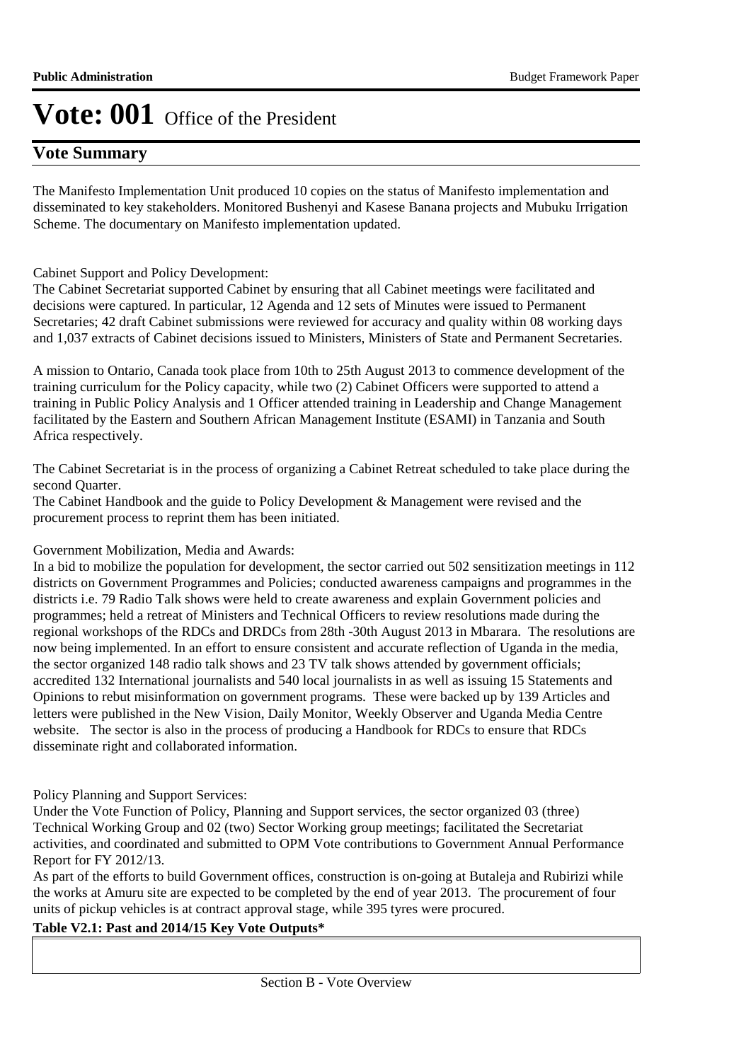# Vote: 001 Office of the President

## Vote Summary

The Manifesto Implementation Unit produced 10 copies on the status of Manifesto implementation and disseminated to key stakeholders. Monitored Bushenyi and Kasese Banana projects and Mubuku Irrigation Scheme. The documentary on Manifesto implementation updated.

Cabinet Support and Policy Development:
The Cabinet Secretariat supported Cabinet by ensuring that all Cabinet meetings were facilitated and decisions were captured. In particular, 12 Agenda and 12 sets of Minutes were issued to Permanent Secretaries; 42 draft Cabinet submissions were reviewed for accuracy and quality within 08 working days and 1,037 extracts of Cabinet decisions issued to Ministers, Ministers of State and Permanent Secretaries.

A mission to Ontario, Canada took place from 10th to 25th August 2013 to commence development of the training curriculum for the Policy capacity, while two (2) Cabinet Officers were supported to attend a training in Public Policy Analysis and 1 Officer attended training in Leadership and Change Management facilitated by the Eastern and Southern African Management Institute (ESAMI) in Tanzania and South Africa respectively.

The Cabinet Secretariat is in the process of organizing a Cabinet Retreat scheduled to take place during the second Quarter.
The Cabinet Handbook and the guide to Policy Development & Management were revised and the procurement process to reprint them has been initiated.

Government Mobilization, Media and Awards:
In a bid to mobilize the population for development, the sector carried out 502 sensitization meetings in 112 districts on Government Programmes and Policies; conducted awareness campaigns and programmes in the districts i.e. 79 Radio Talk shows were held to create awareness and explain Government policies and programmes; held a retreat of Ministers and Technical Officers to review resolutions made during the regional workshops of the RDCs and DRDCs from 28th -30th August 2013 in Mbarara. The resolutions are now being implemented. In an effort to ensure consistent and accurate reflection of Uganda in the media, the sector organized 148 radio talk shows and 23 TV talk shows attended by government officials; accredited 132 International journalists and 540 local journalists in as well as issuing 15 Statements and Opinions to rebut misinformation on government programs. These were backed up by 139 Articles and letters were published in the New Vision, Daily Monitor, Weekly Observer and Uganda Media Centre website. The sector is also in the process of producing a Handbook for RDCs to ensure that RDCs disseminate right and collaborated information.

Policy Planning and Support Services:
Under the Vote Function of Policy, Planning and Support services, the sector organized 03 (three) Technical Working Group and 02 (two) Sector Working group meetings; facilitated the Secretariat activities, and coordinated and submitted to OPM Vote contributions to Government Annual Performance Report for FY 2012/13.
As part of the efforts to build Government offices, construction is on-going at Butaleja and Rubirizi while the works at Amuru site are expected to be completed by the end of year 2013. The procurement of four units of pickup vehicles is at contract approval stage, while 395 tyres were procured.

**Table V2.1: Past and 2014/15 Key Vote Outputs***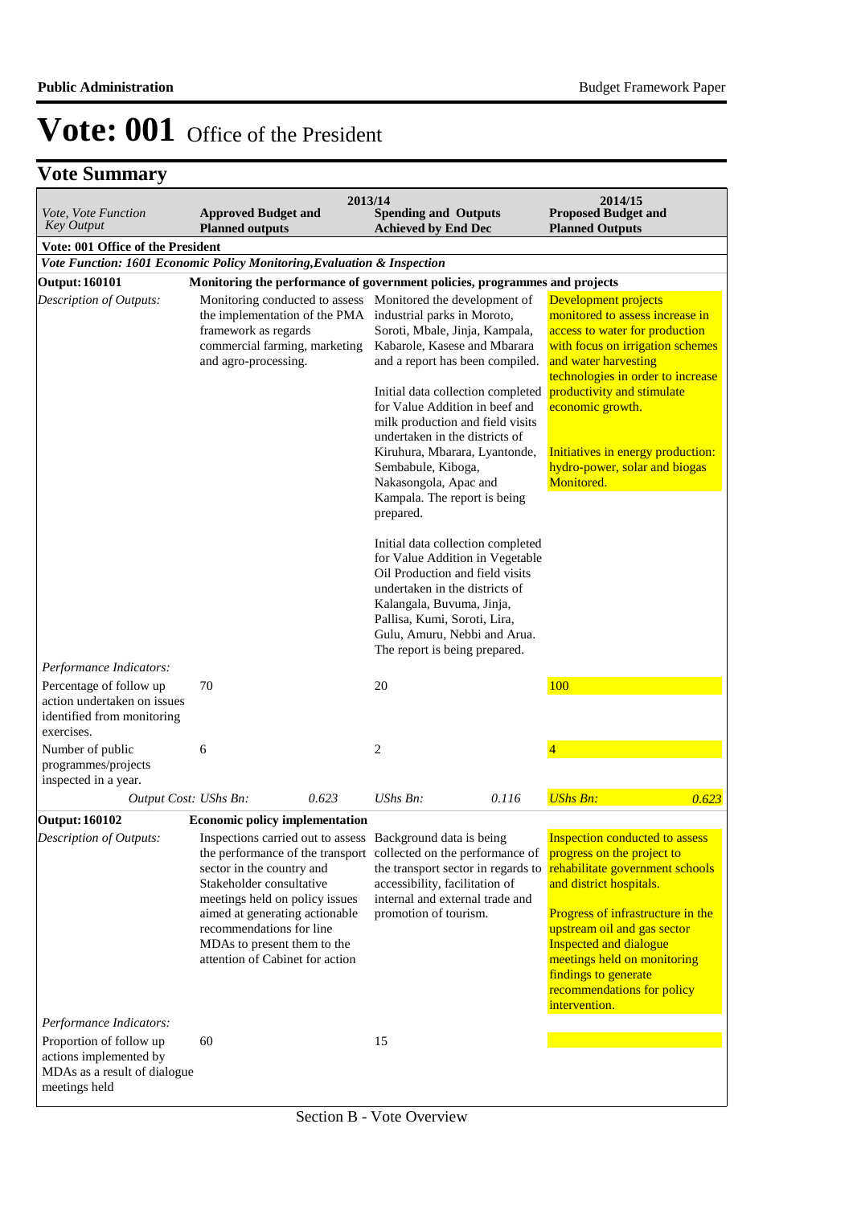# Vote: 001 Office of the President

## Vote Summary

| Vote, Vote Function<br>Key Output | 2013/14<br>Approved Budget and Planned outputs | | 2013/14<br>Spending and Outputs Achieved by End Dec | | 2014/15<br>Proposed Budget and Planned Outputs | |
|---|---|---|---|---|---|---|
| **Vote: 001 Office of the President** | | | | | | |
| ***Vote Function: 1601 Economic Policy Monitoring,Evaluation & Inspection*** | | | | | | |
| **Output: 160101** | **Monitoring the performance of government policies, programmes and projects** | | | | | |
| *Description of Outputs:* | Monitoring conducted to assess the implementation of the PMA framework as regards commercial farming, marketing and agro-processing. | | Monitored the development of industrial parks in Moroto, Soroti, Mbale, Jinja, Kampala, Kabarole, Kasese and Mbarara and a report has been compiled.<br><br>Initial data collection completed for Value Addition in beef and milk production and field visits undertaken in the districts of Kiruhura, Mbarara, Lyantonde, Sembabule, Kiboga, Nakasongola, Apac and Kampala. The report is being prepared.<br><br>Initial data collection completed for Value Addition in Vegetable Oil Production and field visits undertaken in the districts of Kalangala, Buvuma, Jinja, Pallisa, Kumi, Soroti, Lira, Gulu, Amuru, Nebbi and Arua. The report is being prepared. | | Development projects monitored to assess increase in access to water for production with focus on irrigation schemes and water harvesting technologies in order to increase productivity and stimulate economic growth.<br><br>Initiatives in energy production: hydro-power, solar and biogas Monitored. | |
| *Performance Indicators:* | | | | | | |
| Percentage of follow up action undertaken on issues identified from monitoring exercises. | 70 | | 20 | | 100 | |
| Number of public programmes/projects inspected in a year. | 6 | | 2 | | 4 | |
| *Output Cost:* | *UShs Bn:* | *0.623* | *UShs Bn:* | *0.116* | *UShs Bn:* | *0.623* |
| **Output: 160102** | **Economic policy implementation** | | | | | |
| *Description of Outputs:* | Inspections carried out to assess the performance of the transport sector in the country and Stakeholder consultative meetings held on policy issues aimed at generating actionable recommendations for line MDAs to present them to the attention of Cabinet for action | | Background data is being collected on the performance of the transport sector in regards to accessibility, facilitation of internal and external trade and promotion of tourism. | | Inspection conducted to assess progress on the project to rehabilitate government schools and district hospitals.<br><br>Progress of infrastructure in the upstream oil and gas sector Inspected and dialogue meetings held on monitoring findings to generate recommendations for policy intervention. | |
| *Performance Indicators:* | | | | | | |
| Proportion of follow up actions implemented by MDAs as a result of dialogue meetings held | 60 | | 15 | | | |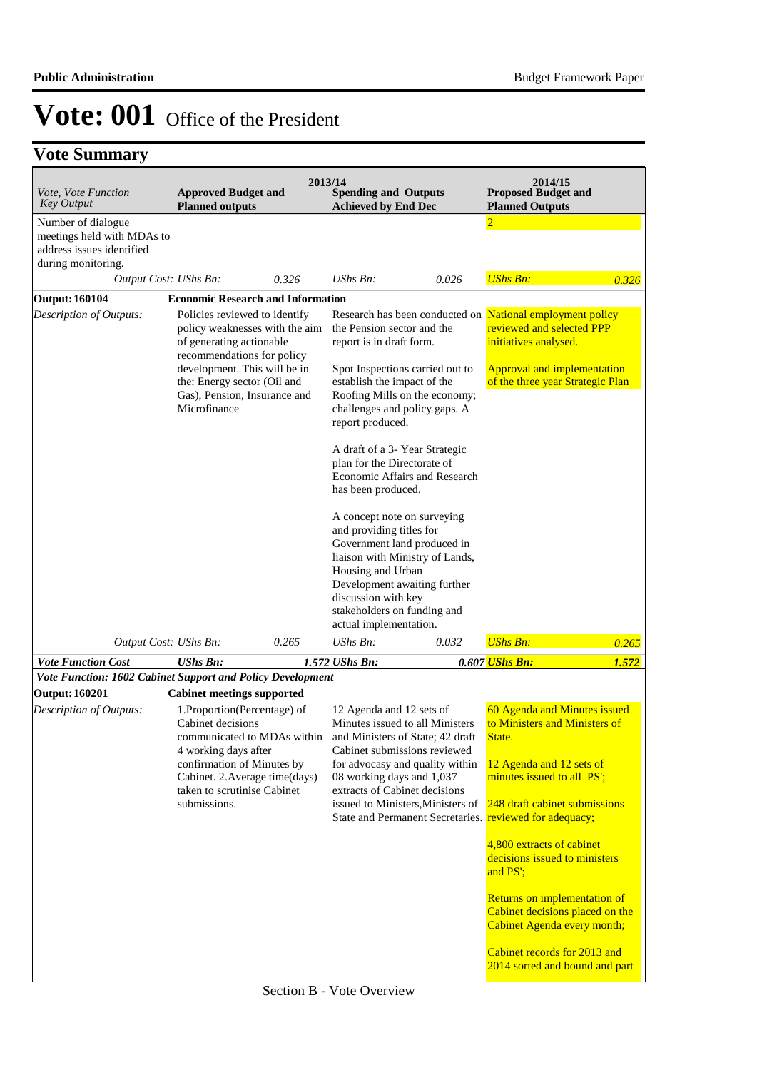# Vote: 001 Office of the President

## Vote Summary

| Vote, Vote Function Key Output | 2013/14 Approved Budget and Planned outputs | | 2013/14 Spending and Outputs Achieved by End Dec | | 2014/15 Proposed Budget and Planned Outputs | |
|---|---|---|---|---|---|---|
| Number of dialogue meetings held with MDAs to address issues identified during monitoring. | | | | | 2 | |
| *Output Cost:* | *UShs Bn:* | *0.326* | *UShs Bn:* | *0.026* | *UShs Bn:* | *0.326* |
| **Output: 160104** | **Economic Research and Information** | | | | | |
| *Description of Outputs:* | Policies reviewed to identify policy weaknesses with the aim of generating actionable recommendations for policy development. This will be in the: Energy sector (Oil and Gas), Pension, Insurance and Microfinance | | Research has been conducted on the Pension sector and the report is in draft form.<br><br>Spot Inspections carried out to establish the impact of the Roofing Mills on the economy; challenges and policy gaps. A report produced.<br><br>A draft of a 3- Year Strategic plan for the Directorate of Economic Affairs and Research has been produced.<br><br>A concept note on surveying and providing titles for Government land produced in liaison with Ministry of Lands, Housing and Urban Development awaiting further discussion with key stakeholders on funding and actual implementation. | | National employment policy reviewed and selected PPP initiatives analysed.<br><br>Approval and implementation of the three year Strategic Plan | |
| *Output Cost:* | *UShs Bn:* | *0.265* | *UShs Bn:* | *0.032* | *UShs Bn:* | *0.265* |
| ***Vote Function Cost*** | ***UShs Bn:*** | ***1.572*** | ***UShs Bn:*** | ***0.607*** | ***UShs Bn:*** | ***1.572*** |
| ***Vote Function: 1602 Cabinet Support and Policy Development*** | | | | | | |
| **Output: 160201** | **Cabinet meetings supported** | | | | | |
| *Description of Outputs:* | 1.Proportion(Percentage) of Cabinet decisions communicated to MDAs within 4 working days after confirmation of Minutes by Cabinet. 2.Average time(days) taken to scrutinise Cabinet submissions. | | 12 Agenda and 12 sets of Minutes issued to all Ministers and Ministers of State; 42 draft Cabinet submissions reviewed for advocacy and quality within 08 working days and 1,037 extracts of Cabinet decisions issued to Ministers,Ministers of State and Permanent Secretaries. | | 60 Agenda and Minutes issued to Ministers and Ministers of State.<br><br>12 Agenda and 12 sets of minutes issued to all PS';<br><br>248 draft cabinet submissions reviewed for adequacy;<br><br>4,800 extracts of cabinet decisions issued to ministers and PS';<br><br>Returns on implementation of Cabinet decisions placed on the Cabinet Agenda every month;<br><br>Cabinet records for 2013 and 2014 sorted and bound and part | |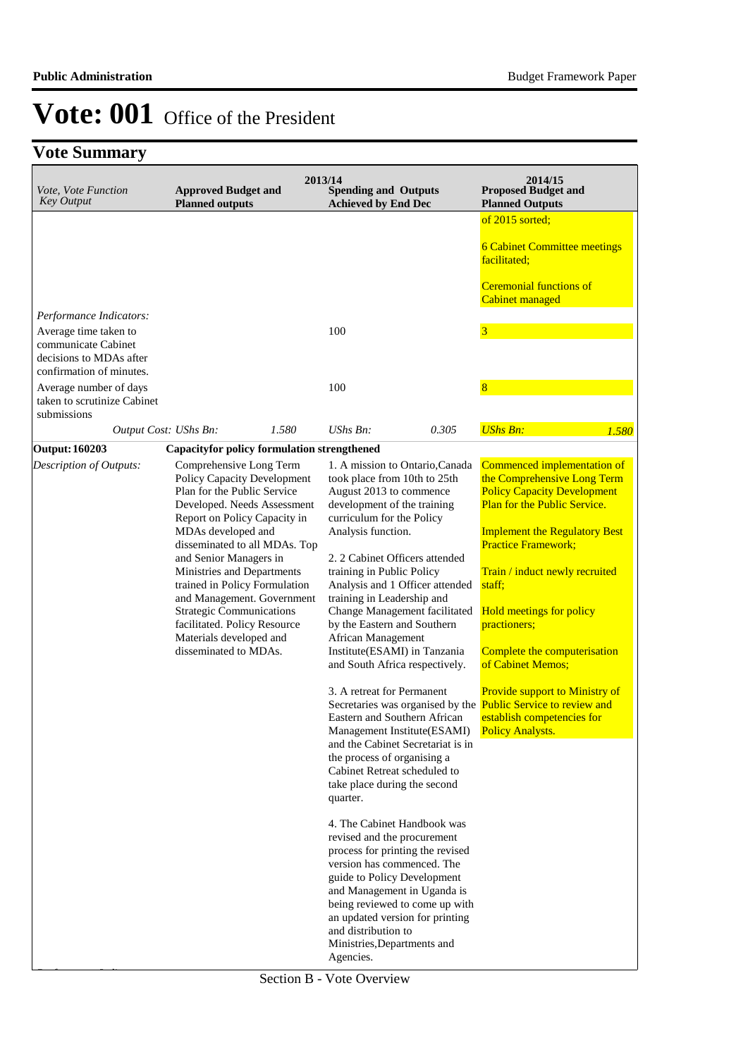# Vote: 001 Office of the President

## Vote Summary

| *Vote, Vote Function Key Output* | 2013/14 Approved Budget and Planned outputs | 2013/14 Spending and Outputs Achieved by End Dec | 2014/15 Proposed Budget and Planned Outputs |
|---|---|---|---|
| | | | of 2015 sorted;<br><br>6 Cabinet Committee meetings facilitated;<br><br>Ceremonial functions of Cabinet managed |
| *Performance Indicators:* | | | |
| Average time taken to communicate Cabinet decisions to MDAs after confirmation of minutes. | | 100 | 3 |
| Average number of days taken to scrutinize Cabinet submissions | | 100 | 8 |
| *Output Cost: UShs Bn:* | *1.580* | *UShs Bn:* *0.305* | *UShs Bn:* *1.580* |
| **Output: 160203** | **Capacityfor policy formulation strengthened** | | |
| *Description of Outputs:* | Comprehensive Long Term Policy Capacity Development Plan for the Public Service Developed. Needs Assessment Report on Policy Capacity in MDAs developed and disseminated to all MDAs. Top and Senior Managers in Ministries and Departments trained in Policy Formulation and Management. Government Strategic Communications facilitated. Policy Resource Materials developed and disseminated to MDAs. | 1. A mission to Ontario,Canada took place from 10th to 25th August 2013 to commence development of the training curriculum for the Policy Analysis function.<br><br>2. 2 Cabinet Officers attended training in Public Policy Analysis and 1 Officer attended training in Leadership and Change Management facilitated by the Eastern and Southern African Management Institute(ESAMI) in Tanzania and South Africa respectively.<br><br>3. A retreat for Permanent Secretaries was organised by the Eastern and Southern African Management Institute(ESAMI) and the Cabinet Secretariat is in the process of organising a Cabinet Retreat scheduled to take place during the second quarter.<br><br>4. The Cabinet Handbook was revised and the procurement process for printing the revised version has commenced. The guide to Policy Development and Management in Uganda is being reviewed to come up with an updated version for printing and distribution to Ministries,Departments and Agencies. | Commenced implementation of the Comprehensive Long Term Policy Capacity Development Plan for the Public Service.<br><br>Implement the Regulatory Best Practice Framework;<br><br>Train / induct newly recruited staff;<br><br>Hold meetings for policy practioners;<br><br>Complete the computerisation of Cabinet Memos;<br><br>Provide support to Ministry of Public Service to review and establish competencies for Policy Analysts. |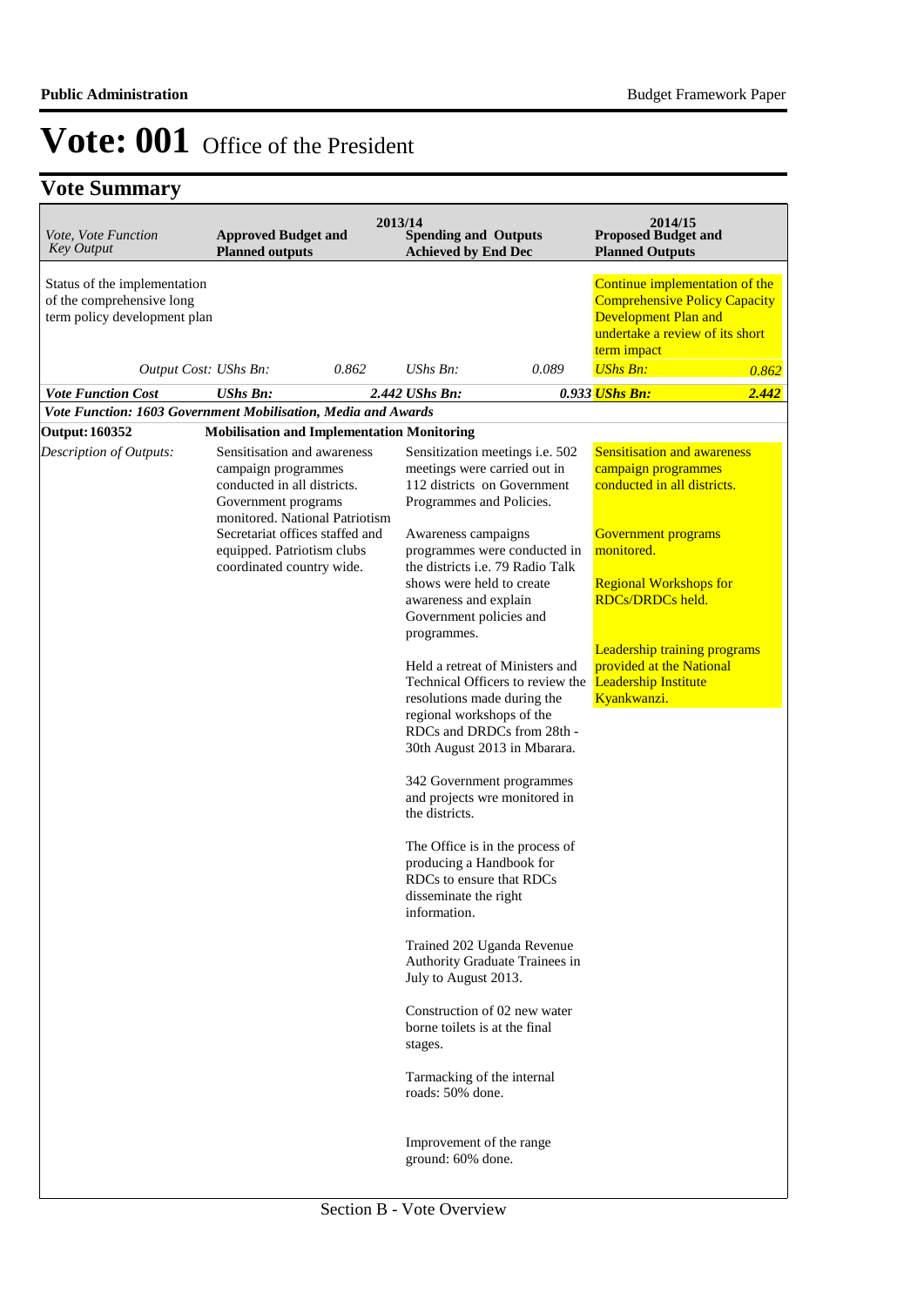# Vote: 001 Office of the President

## Vote Summary

| Vote, Vote Function Key Output | 2013/14 Approved Budget and Planned outputs | | 2013/14 Spending and Outputs Achieved by End Dec | | 2014/15 Proposed Budget and Planned Outputs | |
|---|---|---|---|---|---|---|
| Status of the implementation of the comprehensive long term policy development plan | | | | | Continue implementation of the Comprehensive Policy Capacity Development Plan and undertake a review of its short term impact | |
| *Output Cost:* | *UShs Bn:* | *0.862* | *UShs Bn:* | *0.089* | *UShs Bn:* | *0.862* |
| ***Vote Function Cost*** | ***UShs Bn:*** | ***2.442*** | ***UShs Bn:*** | ***0.933*** | ***UShs Bn:*** | ***2.442*** |
| ***Vote Function: 1603 Government Mobilisation, Media and Awards*** | | | | | | |
| **Output: 160352** | **Mobilisation and Implementation Monitoring** | | | | | |
| *Description of Outputs:* | Sensitisation and awareness campaign programmes conducted in all districts. Government programs monitored. National Patriotism Secretariat offices staffed and equipped. Patriotism clubs coordinated country wide. | | Sensitization meetings i.e. 502 meetings were carried out in 112 districts on Government Programmes and Policies.<br><br>Awareness campaigns programmes were conducted in the districts i.e. 79 Radio Talk shows were held to create awareness and explain Government policies and programmes.<br><br>Held a retreat of Ministers and Technical Officers to review the resolutions made during the regional workshops of the RDCs and DRDCs from 28th - 30th August 2013 in Mbarara.<br><br>342 Government programmes and projects wre monitored in the districts.<br><br>The Office is in the process of producing a Handbook for RDCs to ensure that RDCs disseminate the right information.<br><br>Trained 202 Uganda Revenue Authority Graduate Trainees in July to August 2013.<br><br>Construction of 02 new water borne toilets is at the final stages.<br><br>Tarmacking of the internal roads: 50% done.<br><br>Improvement of the range ground: 60% done. | | Sensitisation and awareness campaign programmes conducted in all districts.<br><br>Government programs monitored.<br><br>Regional Workshops for RDCs/DRDCs held.<br><br>Leadership training programs provided at the National Leadership Institute Kyankwanzi. | |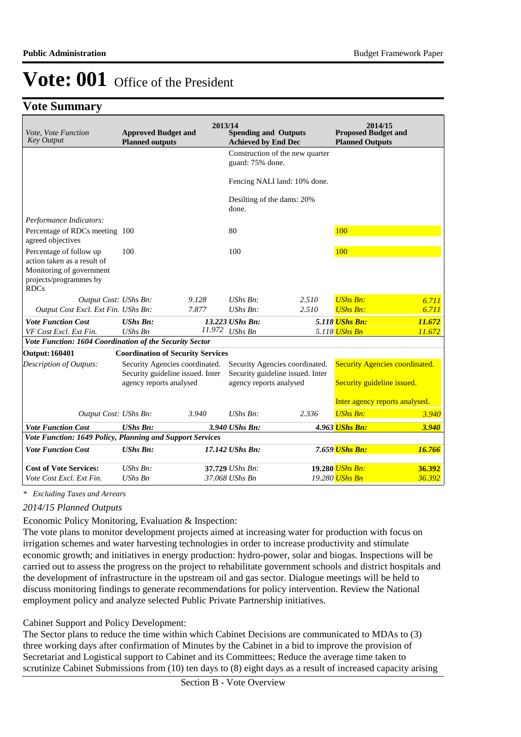# Vote: 001 Office of the President

## Vote Summary

| Vote, Vote Function Key Output | 2013/14 Approved Budget and Planned outputs | | 2013/14 Spending and Outputs Achieved by End Dec | | 2014/15 Proposed Budget and Planned Outputs | |
|---|---|---|---|---|---|---|
| | | | Construction of the new quarter guard: 75% done.<br><br>Fencing NALI land: 10% done.<br><br>Desilting of the dams: 20% done. | | | |
| *Performance Indicators:* | | | | | | |
| Percentage of RDCs meeting agreed objectives | 100 | | 80 | | 100 | |
| Percentage of follow up action taken as a result of Monitoring of government projects/programmes by RDCs | 100 | | 100 | | 100 | |
| *Output Cost:* | *UShs Bn:* | *9.128* | *UShs Bn:* | *2.510* | *UShs Bn:* | *6.711* |
| *Output Cost Excl. Ext Fin.* | *UShs Bn:* | *7.877* | *UShs Bn:* | *2.510* | *UShs Bn:* | *6.711* |
| ***Vote Function Cost*** | ***UShs Bn:*** | ***13.223*** | ***UShs Bn:*** | ***5.118*** | ***UShs Bn:*** | ***11.672*** |
| *VF Cost Excl. Ext Fin.* | *UShs Bn* | *11.972* | *UShs Bn* | *5.118* | *UShs Bn* | *11.672* |
| ***Vote Function: 1604 Coordination of the Security Sector*** | | | | | | |
| **Output: 160401** | **Coordination of Security Services** | | | | | |
| *Description of Outputs:* | Security Agencies coordinated. Security guideline issued. Inter agency reports analysed | | Security Agencies coordinated. Security guideline issued. Inter agency reports analysed | | Security Agencies coordinated.<br><br>Security guideline issued.<br><br>Inter agency reports analysed. | |
| *Output Cost:* | *UShs Bn:* | *3.940* | *UShs Bn:* | *2.336* | *UShs Bn:* | *3.940* |
| ***Vote Function Cost*** | ***UShs Bn:*** | ***3.940*** | ***UShs Bn:*** | ***4.963*** | ***UShs Bn:*** | ***3.940*** |
| ***Vote Function: 1649 Policy, Planning and Support Services*** | | | | | | |
| ***Vote Function Cost*** | ***UShs Bn:*** | ***17.142*** | ***UShs Bn:*** | ***7.659*** | ***UShs Bn:*** | ***16.766*** |
| **Cost of Vote Services:** | *UShs Bn:* | **37.729** | *UShs Bn:* | **19.280** | *UShs Bn:* | **36.392** |
| *Vote Cost Excl. Ext Fin.* | *UShs Bn* | *37.068* | *UShs Bn* | *19.280* | *UShs Bn* | *36.392* |

*\* Excluding Taxes and Arrears*

*2014/15 Planned Outputs*

Economic Policy Monitoring, Evaluation & Inspection:

The vote plans to monitor development projects aimed at increasing water for production with focus on irrigation schemes and water harvesting technologies in order to increase productivity and stimulate economic growth; and initiatives in energy production: hydro-power, solar and biogas. Inspections will be carried out to assess the progress on the project to rehabilitate government schools and district hospitals and the development of infrastructure in the upstream oil and gas sector. Dialogue meetings will be held to discuss monitoring findings to generate recommendations for policy intervention. Review the National employment policy and analyze selected Public Private Partnership initiatives.

Cabinet Support and Policy Development:

The Sector plans to reduce the time within which Cabinet Decisions are communicated to MDAs to (3) three working days after confirmation of Minutes by the Cabinet in a bid to improve the provision of Secretariat and Logistical support to Cabinet and its Committees; Reduce the average time taken to scrutinize Cabinet Submissions from (10) ten days to (8) eight days as a result of increased capacity arising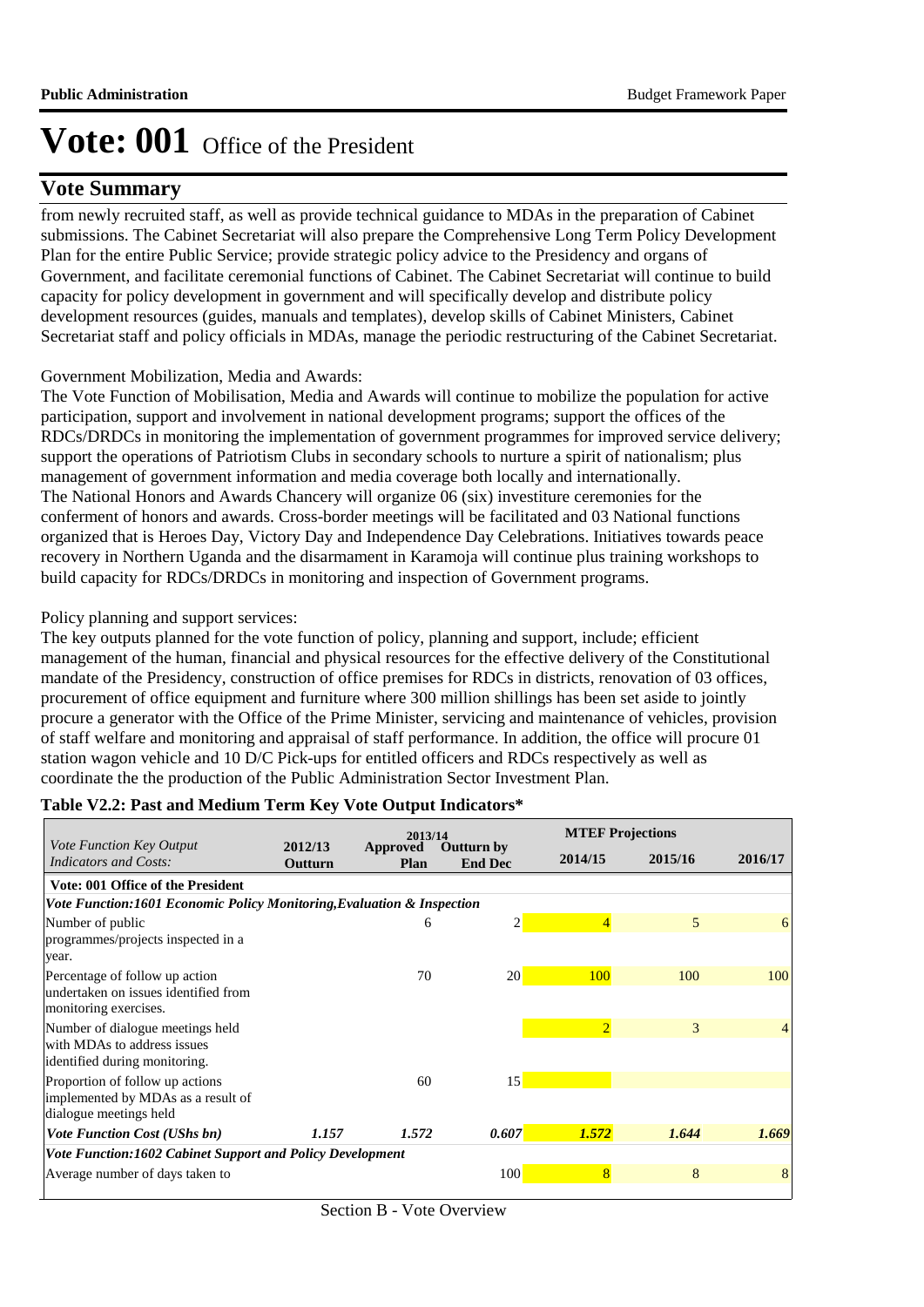# Vote: 001 Office of the President

## Vote Summary

from newly recruited staff, as well as provide technical guidance to MDAs in the preparation of Cabinet submissions. The Cabinet Secretariat will also prepare the Comprehensive Long Term Policy Development Plan for the entire Public Service; provide strategic policy advice to the Presidency and organs of Government, and facilitate ceremonial functions of Cabinet. The Cabinet Secretariat will continue to build capacity for policy development in government and will specifically develop and distribute policy development resources (guides, manuals and templates), develop skills of Cabinet Ministers, Cabinet Secretariat staff and policy officials in MDAs, manage the periodic restructuring of the Cabinet Secretariat.

Government Mobilization, Media and Awards:
The Vote Function of Mobilisation, Media and Awards will continue to mobilize the population for active participation, support and involvement in national development programs; support the offices of the RDCs/DRDCs in monitoring the implementation of government programmes for improved service delivery; support the operations of Patriotism Clubs in secondary schools to nurture a spirit of nationalism; plus management of government information and media coverage both locally and internationally.
The National Honors and Awards Chancery will organize 06 (six) investiture ceremonies for the conferment of honors and awards. Cross-border meetings will be facilitated and 03 National functions organized that is Heroes Day, Victory Day and Independence Day Celebrations. Initiatives towards peace recovery in Northern Uganda and the disarmament in Karamoja will continue plus training workshops to build capacity for RDCs/DRDCs in monitoring and inspection of Government programs.

Policy planning and support services:
The key outputs planned for the vote function of policy, planning and support, include; efficient management of the human, financial and physical resources for the effective delivery of the Constitutional mandate of the Presidency, construction of office premises for RDCs in districts, renovation of 03 offices, procurement of office equipment and furniture where 300 million shillings has been set aside to jointly procure a generator with the Office of the Prime Minister, servicing and maintenance of vehicles, provision of staff welfare and monitoring and appraisal of staff performance. In addition, the office will procure 01 station wagon vehicle and 10 D/C Pick-ups for entitled officers and RDCs respectively as well as coordinate the the production of the Public Administration Sector Investment Plan.

**Table V2.2: Past and Medium Term Key Vote Output Indicators***

| *Vote Function Key Output Indicators and Costs:* | 2012/13 Outturn | 2013/14 Approved Plan | 2013/14 Outturn by End Dec | MTEF Projections 2014/15 | 2015/16 | 2016/17 |
|---|---|---|---|---|---|---|
| **Vote: 001 Office of the President** | | | | | | |
| ***Vote Function:1601 Economic Policy Monitoring,Evaluation & Inspection*** | | | | | | |
| Number of public programmes/projects inspected in a year. | | 6 | 2 | 4 | 5 | 6 |
| Percentage of follow up action undertaken on issues identified from monitoring exercises. | | 70 | 20 | 100 | 100 | 100 |
| Number of dialogue meetings held with MDAs to address issues identified during monitoring. | | | | 2 | 3 | 4 |
| Proportion of follow up actions implemented by MDAs as a result of dialogue meetings held | | 60 | 15 | | | |
| ***Vote Function Cost (UShs bn)*** | *1.157* | *1.572* | *0.607* | *1.572* | *1.644* | *1.669* |
| ***Vote Function:1602 Cabinet Support and Policy Development*** | | | | | | |
| Average number of days taken to | | | 100 | 8 | 8 | 8 |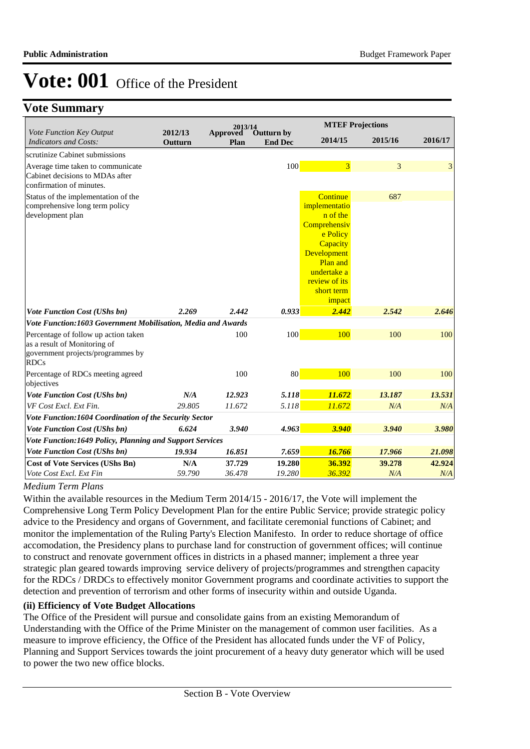# Vote: 001 Office of the President

## Vote Summary

| Vote Function Key Output Indicators and Costs: | 2012/13 Outturn | 2013/14 Approved Plan | 2013/14 Outturn by End Dec | MTEF Projections 2014/15 | 2015/16 | 2016/17 |
|---|---|---|---|---|---|---|
| scrutinize Cabinet submissions | | | | | | |
| Average time taken to communicate Cabinet decisions to MDAs after confirmation of minutes. | | | 100 | 3 | 3 | 3 |
| Status of the implementation of the comprehensive long term policy development plan | | | | Continue implementation of the Comprehensive Policy Capacity Development Plan and undertake a review of its short term impact | 687 | |
| *Vote Function Cost (UShs bn)* | *2.269* | *2.442* | *0.933* | *2.442* | *2.542* | *2.646* |
| ***Vote Function:1603 Government Mobilisation, Media and Awards*** | | | | | | |
| Percentage of follow up action taken as a result of Monitoring of government projects/programmes by RDCs | | 100 | 100 | 100 | 100 | 100 |
| Percentage of RDCs meeting agreed objectives | | 100 | 80 | 100 | 100 | 100 |
| *Vote Function Cost (UShs bn)* | *N/A* | *12.923* | *5.118* | *11.672* | *13.187* | *13.531* |
| *VF Cost Excl. Ext Fin.* | *29.805* | *11.672* | *5.118* | *11.672* | *N/A* | *N/A* |
| ***Vote Function:1604 Coordination of the Security Sector*** | | | | | | |
| *Vote Function Cost (UShs bn)* | *6.624* | *3.940* | *4.963* | *3.940* | *3.940* | *3.980* |
| ***Vote Function:1649 Policy, Planning and Support Services*** | | | | | | |
| *Vote Function Cost (UShs bn)* | *19.934* | *16.851* | *7.659* | *16.766* | *17.966* | *21.098* |
| **Cost of Vote Services (UShs Bn)** | **N/A** | **37.729** | **19.280** | **36.392** | **39.278** | **42.924** |
| *Vote Cost Excl. Ext Fin* | *59.790* | *36.478* | *19.280* | *36.392* | *N/A* | *N/A* |

*Medium Term Plans*

Within the available resources in the Medium Term 2014/15 - 2016/17, the Vote will implement the Comprehensive Long Term Policy Development Plan for the entire Public Service; provide strategic policy advice to the Presidency and organs of Government, and facilitate ceremonial functions of Cabinet; and monitor the implementation of the Ruling Party's Election Manifesto. In order to reduce shortage of office accomodation, the Presidency plans to purchase land for construction of government offices; will continue to construct and renovate government offices in districts in a phased manner; implement a three year strategic plan geared towards improving service delivery of projects/programmes and strengthen capacity for the RDCs / DRDCs to effectively monitor Government programs and coordinate activities to support the detection and prevention of terrorism and other forms of insecurity within and outside Uganda.

### (ii) Efficiency of Vote Budget Allocations

The Office of the President will pursue and consolidate gains from an existing Memorandum of Understanding with the Office of the Prime Minister on the management of common user facilities. As a measure to improve efficiency, the Office of the President has allocated funds under the VF of Policy, Planning and Support Services towards the joint procurement of a heavy duty generator which will be used to power the two new office blocks.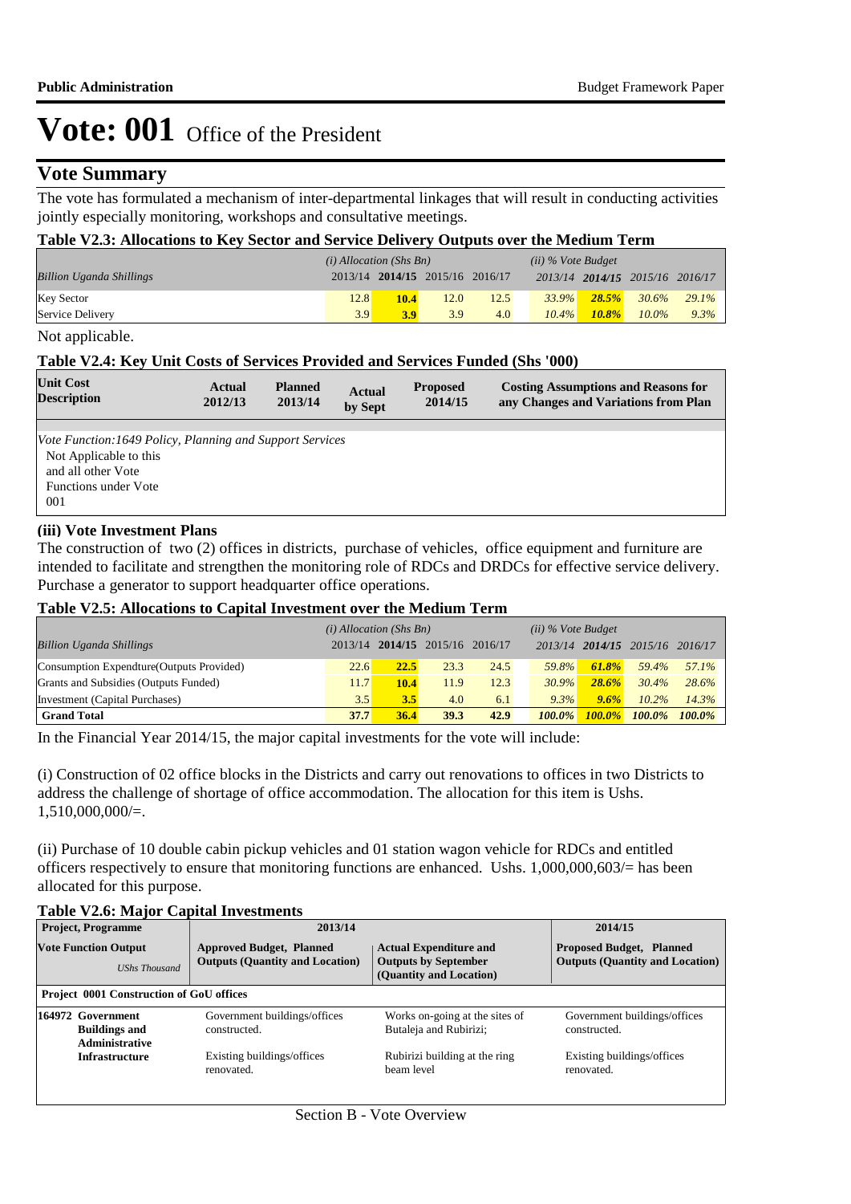# Vote: 001 Office of the President

## Vote Summary

The vote has formulated a mechanism of inter-departmental linkages that will result in conducting activities jointly especially monitoring, workshops and consultative meetings.

**Table V2.3: Allocations to Key Sector and Service Delivery Outputs over the Medium Term**

| *Billion Uganda Shillings* | *(i) Allocation (Shs Bn)* 2013/14 | **2014/15** | 2015/16 | 2016/17 | *(ii) % Vote Budget* 2013/14 | ***2014/15*** | *2015/16* | *2016/17* |
|---|---|---|---|---|---|---|---|---|
| Key Sector | 12.8 | **10.4** | 12.0 | 12.5 | *33.9%* | ***28.5%*** | *30.6%* | *29.1%* |
| Service Delivery | 3.9 | **3.9** | 3.9 | 4.0 | *10.4%* | ***10.8%*** | *10.0%* | *9.3%* |

Not applicable.

**Table V2.4: Key Unit Costs of Services Provided and Services Funded (Shs '000)**

| Unit Cost Description | Actual 2012/13 | Planned 2013/14 | Actual by Sept | Proposed 2014/15 | Costing Assumptions and Reasons for any Changes and Variations from Plan |
|---|---|---|---|---|---|
| *Vote Function:1649 Policy, Planning and Support Services* | | | | | |
| Not Applicable to this and all other Vote Functions under Vote 001 | | | | | |

### (iii) Vote Investment Plans

The construction of two (2) offices in districts, purchase of vehicles, office equipment and furniture are intended to facilitate and strengthen the monitoring role of RDCs and DRDCs for effective service delivery. Purchase a generator to support headquarter office operations.

**Table V2.5: Allocations to Capital Investment over the Medium Term**

| *Billion Uganda Shillings* | *(i) Allocation (Shs Bn)* 2013/14 | **2014/15** | 2015/16 | 2016/17 | *(ii) % Vote Budget* 2013/14 | ***2014/15*** | *2015/16* | *2016/17* |
|---|---|---|---|---|---|---|---|---|
| Consumption Expendture(Outputs Provided) | 22.6 | **22.5** | 23.3 | 24.5 | *59.8%* | ***61.8%*** | *59.4%* | *57.1%* |
| Grants and Subsidies (Outputs Funded) | 11.7 | **10.4** | 11.9 | 12.3 | *30.9%* | ***28.6%*** | *30.4%* | *28.6%* |
| Investment (Capital Purchases) | 3.5 | **3.5** | 4.0 | 6.1 | *9.3%* | ***9.6%*** | *10.2%* | *14.3%* |
| **Grand Total** | **37.7** | **36.4** | **39.3** | **42.9** | ***100.0%*** | ***100.0%*** | ***100.0%*** | ***100.0%*** |

In the Financial Year 2014/15, the major capital investments for the vote will include:

(i) Construction of 02 office blocks in the Districts and carry out renovations to offices in two Districts to address the challenge of shortage of office accommodation. The allocation for this item is Ushs. 1,510,000,000/=.

(ii) Purchase of 10 double cabin pickup vehicles and 01 station wagon vehicle for RDCs and entitled officers respectively to ensure that monitoring functions are enhanced. Ushs. 1,000,000,603/= has been allocated for this purpose.

**Table V2.6: Major Capital Investments**

| Project, Programme | 2013/14 | | 2014/15 |
|---|---|---|---|
| **Vote Function Output** *UShs Thousand* | **Approved Budget, Planned Outputs (Quantity and Location)** | **Actual Expenditure and Outputs by September (Quantity and Location)** | **Proposed Budget, Planned Outputs (Quantity and Location)** |
| **Project 0001 Construction of GoU offices** | | | |
| **164972 Government Buildings and Administrative Infrastructure** | Government buildings/offices constructed.<br><br>Existing buildings/offices renovated. | Works on-going at the sites of Butaleja and Rubirizi;<br><br>Rubirizi building at the ring beam level | Government buildings/offices constructed.<br><br>Existing buildings/offices renovated. |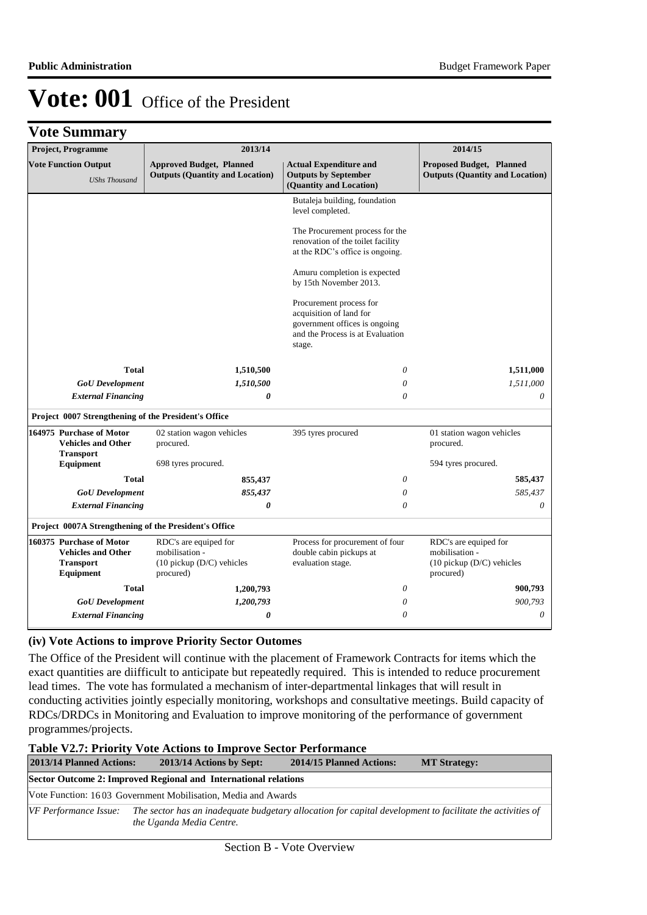# Vote: 001 Office of the President

## Vote Summary

| Project, Programme | 2013/14 | | 2014/15 |
|---|---|---|---|
| **Vote Function Output** *UShs Thousand* | **Approved Budget, Planned Outputs (Quantity and Location)** | **Actual Expenditure and Outputs by September (Quantity and Location)** | **Proposed Budget, Planned Outputs (Quantity and Location)** |
| | | Butaleja building, foundation level completed.<br><br>The Procurement process for the renovation of the toilet facility at the RDC's office is ongoing.<br><br>Amuru completion is expected by 15th November 2013.<br><br>Procurement process for acquisition of land for government offices is ongoing and the Process is at Evaluation stage. | |
| **Total** | **1,510,500** | *0* | **1,511,000** |
| ***GoU Development*** | ***1,510,500*** | *0* | *1,511,000* |
| ***External Financing*** | ***0*** | *0* | *0* |
| **Project 0007 Strengthening of the President's Office** | | | |
| **164975 Purchase of Motor Vehicles and Other Transport Equipment** | 02 station wagon vehicles procured.<br><br>698 tyres procured. | 395 tyres procured | 01 station wagon vehicles procured.<br><br>594 tyres procured. |
| **Total** | **855,437** | *0* | **585,437** |
| ***GoU Development*** | ***855,437*** | *0* | *585,437* |
| ***External Financing*** | ***0*** | *0* | *0* |
| **Project 0007A Strengthening of the President's Office** | | | |
| **160375 Purchase of Motor Vehicles and Other Transport Equipment** | RDC's are equiped for mobilisation -<br>(10 pickup (D/C) vehicles procured) | Process for procurement of four double cabin pickups at evaluation stage. | RDC's are equiped for mobilisation -<br>(10 pickup (D/C) vehicles procured) |
| **Total** | **1,200,793** | *0* | **900,793** |
| ***GoU Development*** | ***1,200,793*** | *0* | *900,793* |
| ***External Financing*** | ***0*** | *0* | *0* |

### (iv) Vote Actions to improve Priority Sector Outomes

The Office of the President will continue with the placement of Framework Contracts for items which the exact quantities are diifficult to anticipate but repeatedly required. This is intended to reduce procurement lead times. The vote has formulated a mechanism of inter-departmental linkages that will result in conducting activities jointly especially monitoring, workshops and consultative meetings. Build capacity of RDCs/DRDCs in Monitoring and Evaluation to improve monitoring of the performance of government programmes/projects.

**Table V2.7: Priority Vote Actions to Improve Sector Performance**

| 2013/14 Planned Actions: | 2013/14 Actions by Sept: | 2014/15 Planned Actions: | MT Strategy: |
|---|---|---|---|
| **Sector Outcome 2: Improved Regional and International relations** | | | |
| Vote Function: 16 03 Government Mobilisation, Media and Awards | | | |
| *VF Performance Issue:* | *The sector has an inadequate budgetary allocation for capital development to facilitate the activities of the Uganda Media Centre.* | | |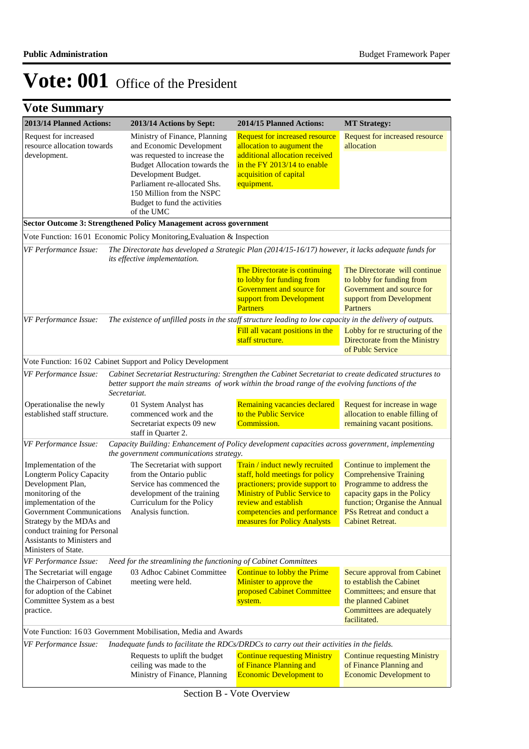# Vote: 001 Office of the President

## Vote Summary

| 2013/14 Planned Actions: | 2013/14 Actions by Sept: | 2014/15 Planned Actions: | MT Strategy: |
|---|---|---|---|
| Request for increased resource allocation towards development. | Ministry of Finance, Planning and Economic Development was requested to increase the Budget Allocation towards the Development Budget. Parliament re-allocated Shs. 150 Million from the NSPC Budget to fund the activities of the UMC | Request for increased resource allocation to augment the additional allocation received in the FY 2013/14 to enable acquisition of capital equipment. | Request for increased resource allocation |
| **Sector Outcome 3: Strengthened Policy Management across government** | | | |
| Vote Function: 16 01 Economic Policy Monitoring,Evaluation & Inspection | | | |
| *VF Performance Issue:* | *The Directorate has developed a Strategic Plan (2014/15-16/17) however, it lacks adequate funds for its effective implementation.* | | |
| | | The Directorate is continuing to lobby for funding from Government and source for support from Development Partners | The Directorate will continue to lobby for funding from Government and source for support from Development Partners |
| *VF Performance Issue:* | *The existence of unfilled posts in the staff structure leading to low capacity in the delivery of outputs.* | | |
| | | Fill all vacant positions in the staff structure. | Lobby for re structuring of the Directorate from the Ministry of Publc Service |
| Vote Function: 16 02 Cabinet Support and Policy Development | | | |
| *VF Performance Issue:* | *Cabinet Secretariat Restructuring: Strengthen the Cabinet Secretariat to create dedicated structures to better support the main streams of work within the broad range of the evolving functions of the Secretariat.* | | |
| Operationalise the newly established staff structure. | 01 System Analyst has commenced work and the Secretariat expects 09 new staff in Quarter 2. | Remaining vacancies declared to the Public Service Commission. | Request for increase in wage allocation to enable filling of remaining vacant positions. |
| *VF Performance Issue:* | *Capacity Building: Enhancement of Policy development capacities across government, implementing the government communications strategy.* | | |
| Implementation of the Longterm Policy Capacity Development Plan, monitoring of the implementation of the Government Communications Strategy by the MDAs and conduct training for Personal Assistants to Ministers and Ministers of State. | The Secretariat with support from the Ontario public Service has commenced the development of the training Curriculum for the Policy Analysis function. | Train / induct newly recruited staff, hold meetings for policy practioners; provide support to Ministry of Public Service to review and establish competencies and performance measures for Policy Analysts | Continue to implement the Comprehensive Training Programme to address the capacity gaps in the Policy function; Organise the Annual PSs Retreat and conduct a Cabinet Retreat. |
| *VF Performance Issue:* | *Need for the streamlining the functioning of Cabinet Committees* | | |
| The Secretariat will engage the Chairperson of Cabinet for adoption of the Cabinet Committee System as a best practice. | 03 Adhoc Cabinet Committee meeting were held. | Continue to lobby the Prime Minister to approve the proposed Cabinet Committee system. | Secure approval from Cabinet to establish the Cabinet Committees; and ensure that the planned Cabinet Committees are adequately facilitated. |
| Vote Function: 16 03 Government Mobilisation, Media and Awards | | | |
| *VF Performance Issue:* | *Inadequate funds to facilitate the RDCs/DRDCs to carry out their activities in the fields.* | | |
| | Requests to uplift the budget ceiling was made to the Ministry of Finance, Planning | Continue requesting Ministry of Finance Planning and Economic Development to | Continue requesting Ministry of Finance Planning and Economic Development to |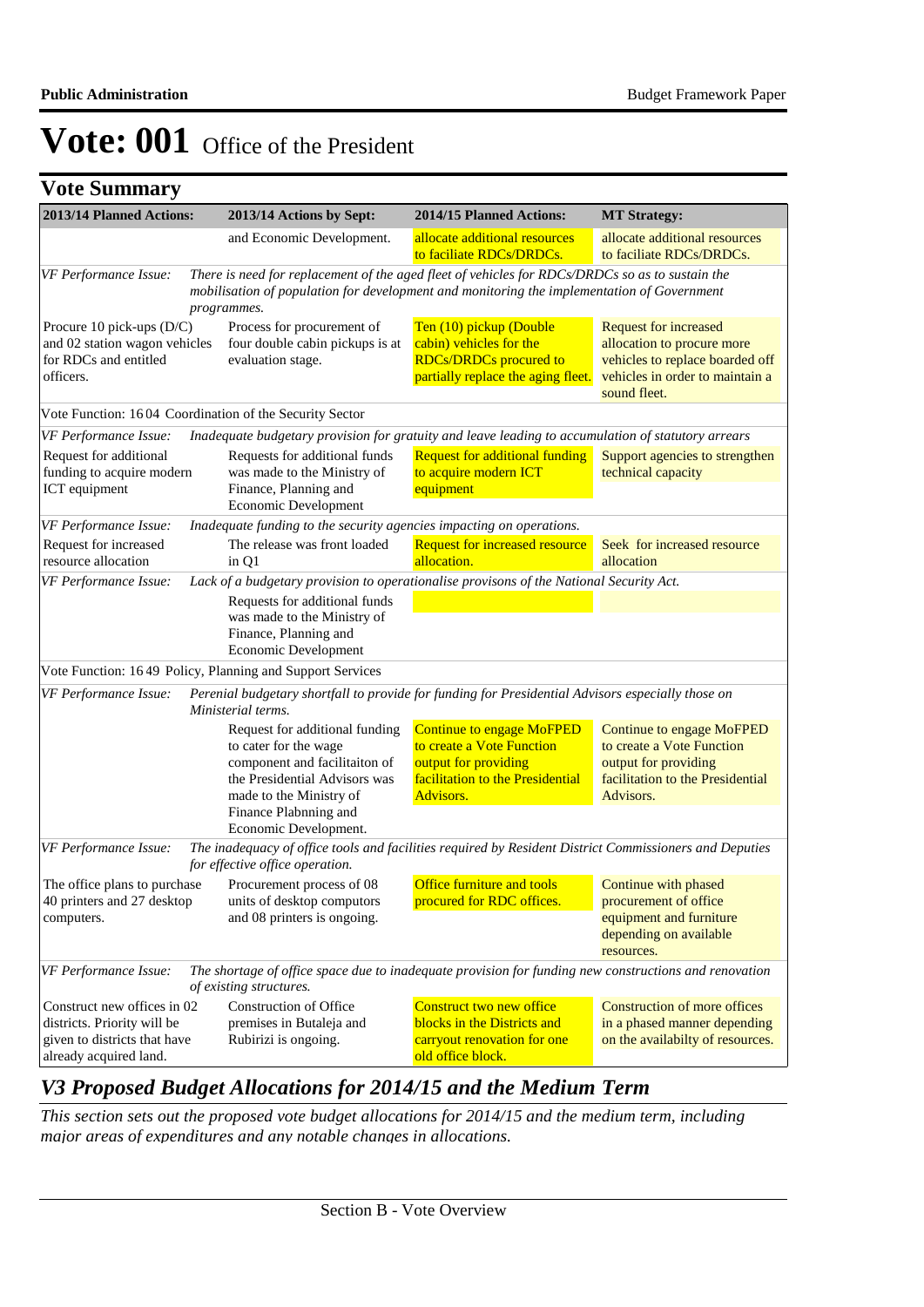# Vote: 001 Office of the President

## Vote Summary

| 2013/14 Planned Actions: | 2013/14 Actions by Sept: | 2014/15 Planned Actions: | MT Strategy: |
|---|---|---|---|
| | and Economic Development. | allocate additional resources to faciliate RDCs/DRDCs. | allocate additional resources to faciliate RDCs/DRDCs. |
| *VF Performance Issue:* | *There is need for replacement of the aged fleet of vehicles for RDCs/DRDCs so as to sustain the mobilisation of population for development and monitoring the implementation of Government programmes.* | | |
| Procure 10 pick-ups (D/C) and 02 station wagon vehicles for RDCs and entitled officers. | Process for procurement of four double cabin pickups is at evaluation stage. | Ten (10) pickup (Double cabin) vehicles for the RDCs/DRDCs procured to partially replace the aging fleet. | Request for increased allocation to procure more vehicles to replace boarded off vehicles in order to maintain a sound fleet. |
| Vote Function: 16 04 Coordination of the Security Sector | | | |
| *VF Performance Issue:* | *Inadequate budgetary provision for gratuity and leave leading to accumulation of statutory arrears* | | |
| Request for additional funding to acquire modern ICT equipment | Requests for additional funds was made to the Ministry of Finance, Planning and Economic Development | Request for additional funding to acquire modern ICT equipment | Support agencies to strengthen technical capacity |
| *VF Performance Issue:* | *Inadequate funding to the security agencies impacting on operations.* | | |
| Request for increased resource allocation | The release was front loaded in Q1 | Request for increased resource allocation. | Seek for increased resource allocation |
| *VF Performance Issue:* | *Lack of a budgetary provision to operationalise provisons of the National Security Act.* | | |
| | Requests for additional funds was made to the Ministry of Finance, Planning and Economic Development | | |
| Vote Function: 16 49 Policy, Planning and Support Services | | | |
| *VF Performance Issue:* | *Perenial budgetary shortfall to provide for funding for Presidential Advisors especially those on Ministerial terms.* | | |
| | Request for additional funding to cater for the wage component and facilitaiton of the Presidential Advisors was made to the Ministry of Finance Plabnning and Economic Development. | Continue to engage MoFPED to create a Vote Function output for providing facilitation to the Presidential Advisors. | Continue to engage MoFPED to create a Vote Function output for providing facilitation to the Presidential Advisors. |
| *VF Performance Issue:* | *The inadequacy of office tools and facilities required by Resident District Commissioners and Deputies for effective office operation.* | | |
| The office plans to purchase 40 printers and 27 desktop computers. | Procurement process of 08 units of desktop computors and 08 printers is ongoing. | Office furniture and tools procured for RDC offices. | Continue with phased procurement of office equipment and furniture depending on available resources. |
| *VF Performance Issue:* | *The shortage of office space due to inadequate provision for funding new constructions and renovation of existing structures.* | | |
| Construct new offices in 02 districts. Priority will be given to districts that have already acquired land. | Construction of Office premises in Butaleja and Rubirizi is ongoing. | Construct two new office blocks in the Districts and carryout renovation for one old office block. | Construction of more offices in a phased manner depending on the availabilty of resources. |

## *V3 Proposed Budget Allocations for 2014/15 and the Medium Term*

*This section sets out the proposed vote budget allocations for 2014/15 and the medium term, including major areas of expenditures and any notable changes in allocations.*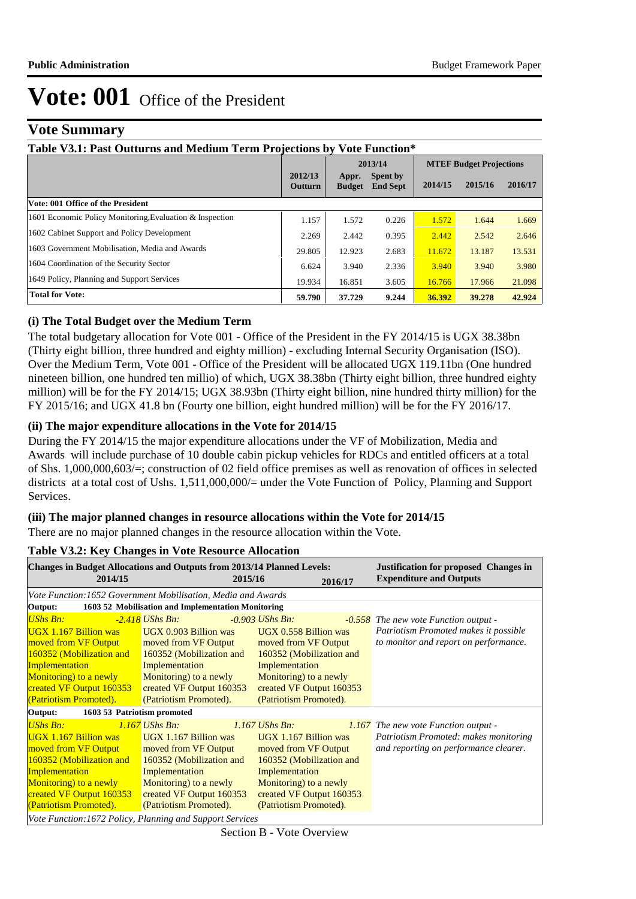# Vote: 001 Office of the President

## Vote Summary

**Table V3.1: Past Outturns and Medium Term Projections by Vote Function***

| | 2012/13 Outturn | 2013/14 Appr. Budget | 2013/14 Spent by End Sept | MTEF Budget Projections 2014/15 | 2015/16 | 2016/17 |
|---|---|---|---|---|---|---|
| **Vote: 001 Office of the President** | | | | | | |
| 1601 Economic Policy Monitoring,Evaluation & Inspection | 1.157 | 1.572 | 0.226 | 1.572 | 1.644 | 1.669 |
| 1602 Cabinet Support and Policy Development | 2.269 | 2.442 | 0.395 | 2.442 | 2.542 | 2.646 |
| 1603 Government Mobilisation, Media and Awards | 29.805 | 12.923 | 2.683 | 11.672 | 13.187 | 13.531 |
| 1604 Coordination of the Security Sector | 6.624 | 3.940 | 2.336 | 3.940 | 3.940 | 3.980 |
| 1649 Policy, Planning and Support Services | 19.934 | 16.851 | 3.605 | 16.766 | 17.966 | 21.098 |
| **Total for Vote:** | **59.790** | **37.729** | **9.244** | **36.392** | **39.278** | **42.924** |

### (i) The Total Budget over the Medium Term

The total budgetary allocation for Vote 001 - Office of the President in the FY 2014/15 is UGX 38.38bn (Thirty eight billion, three hundred and eighty million) - excluding Internal Security Organisation (ISO). Over the Medium Term, Vote 001 - Office of the President will be allocated UGX 119.11bn (One hundred nineteen billion, one hundred ten millio) of which, UGX 38.38bn (Thirty eight billion, three hundred eighty million) will be for the FY 2014/15; UGX 38.93bn (Thirty eight billion, nine hundred thirty million) for the FY 2015/16; and UGX 41.8 bn (Fourty one billion, eight hundred million) will be for the FY 2016/17.

### (ii) The major expenditure allocations in the Vote for 2014/15

During the FY 2014/15 the major expenditure allocations under the VF of Mobilization, Media and Awards will include purchase of 10 double cabin pickup vehicles for RDCs and entitled officers at a total of Shs. 1,000,000,603/=; construction of 02 field office premises as well as renovation of offices in selected districts at a total cost of Ushs. 1,511,000,000/= under the Vote Function of Policy, Planning and Support Services.

### (iii) The major planned changes in resource allocations within the Vote for 2014/15

There are no major planned changes in the resource allocation within the Vote.

**Table V3.2: Key Changes in Vote Resource Allocation**

| Changes in Budget Allocations and Outputs from 2013/14 Planned Levels: 2014/15 | 2015/16 | 2016/17 | Justification for proposed Changes in Expenditure and Outputs |
|---|---|---|---|
| *Vote Function:1652 Government Mobilisation, Media and Awards* | | | |
| **Output: 1603 52 Mobilisation and Implementation Monitoring** | | | |
| *UShs Bn: -2.418* UGX 1.167 Billion was moved from VF Output 160352 (Mobilization and Implementation Monitoring) to a newly created VF Output 160353 (Patriotism Promoted). | *UShs Bn: -0.903* UGX 0.903 Billion was moved from VF Output 160352 (Mobilization and Implementation Monitoring) to a newly created VF Output 160353 (Patriotism Promoted). | *UShs Bn: -0.558* UGX 0.558 Billion was moved from VF Output 160352 (Mobilization and Implementation Monitoring) to a newly created VF Output 160353 (Patriotism Promoted). | *The new vote Function output - Patriotism Promoted makes it possible to monitor and report on performance.* |
| **Output: 1603 53 Patriotism promoted** | | | |
| *UShs Bn: 1.167* UGX 1.167 Billion was moved from VF Output 160352 (Mobilization and Implementation Monitoring) to a newly created VF Output 160353 (Patriotism Promoted). | *UShs Bn: 1.167* UGX 1.167 Billion was moved from VF Output 160352 (Mobilization and Implementation Monitoring) to a newly created VF Output 160353 (Patriotism Promoted). | *UShs Bn: 1.167* UGX 1.167 Billion was moved from VF Output 160352 (Mobilization and Implementation Monitoring) to a newly created VF Output 160353 (Patriotism Promoted). | *The new vote Function output - Patriotism Promoted: makes monitoring and reporting on performance clearer.* |
| *Vote Function:1672 Policy, Planning and Support Services* | | | |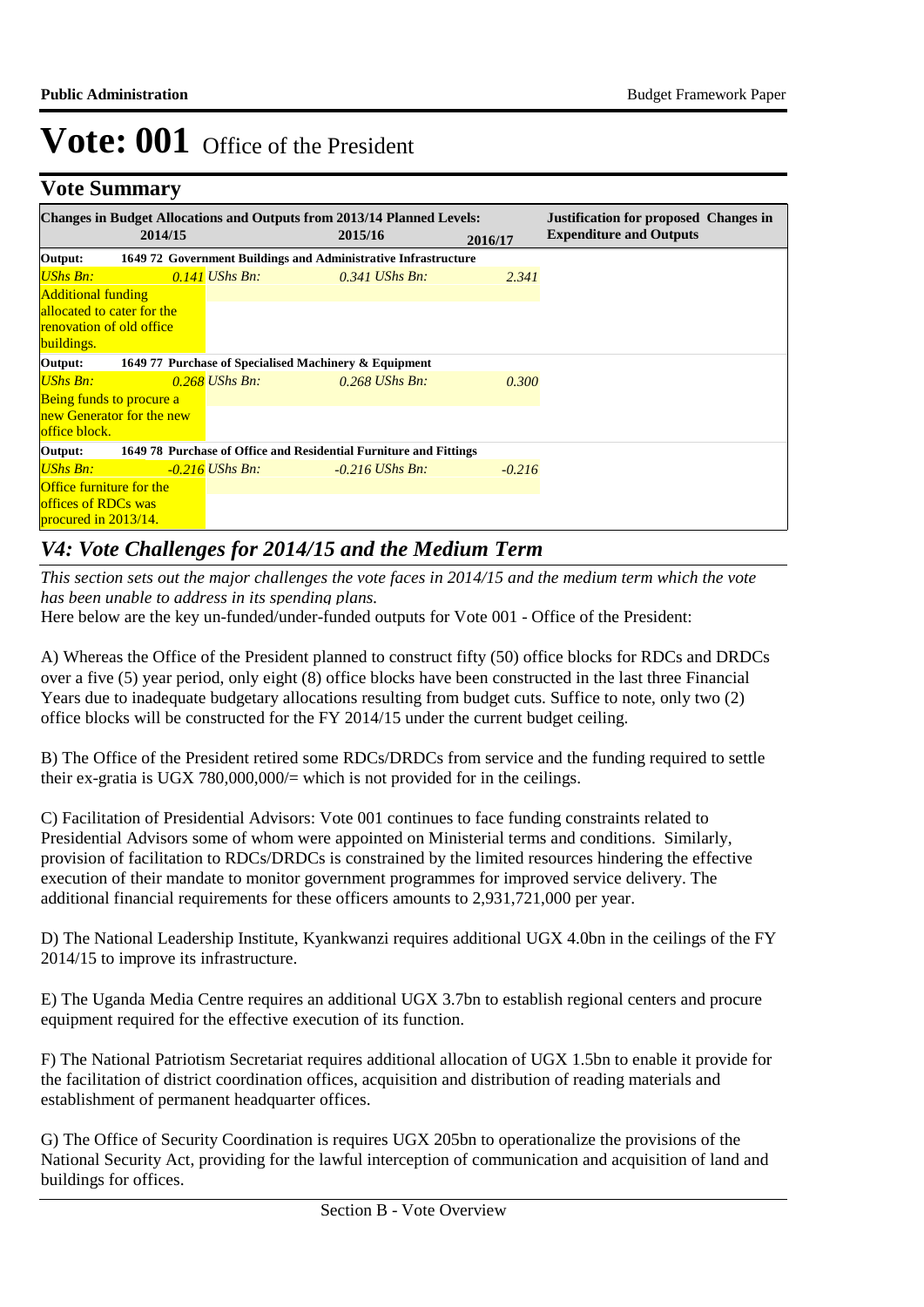# Vote: 001 Office of the President

## Vote Summary

| Changes in Budget Allocations and Outputs from 2013/14 Planned Levels: | | | | Justification for proposed Changes in Expenditure and Outputs |
|---|---|---|---|---|
| 2014/15 | | 2015/16 | 2016/17 | |
| **Output: 1649 72 Government Buildings and Administrative Infrastructure** | | | | |
| *UShs Bn:* | *0.141* | *UShs Bn: 0.341* | *UShs Bn: 2.341* | |
| Additional funding allocated to cater for the renovation of old office buildings. | | | | |
| **Output: 1649 77 Purchase of Specialised Machinery & Equipment** | | | | |
| *UShs Bn:* | *0.268* | *UShs Bn: 0.268* | *UShs Bn: 0.300* | |
| Being funds to procure a new Generator for the new office block. | | | | |
| **Output: 1649 78 Purchase of Office and Residential Furniture and Fittings** | | | | |
| *UShs Bn:* | *-0.216* | *UShs Bn: -0.216* | *UShs Bn: -0.216* | |
| Office furniture for the offices of RDCs was procured in 2013/14. | | | | |

## *V4: Vote Challenges for 2014/15 and the Medium Term*

*This section sets out the major challenges the vote faces in 2014/15 and the medium term which the vote has been unable to address in its spending plans.*

Here below are the key un-funded/under-funded outputs for Vote 001 - Office of the President:

A) Whereas the Office of the President planned to construct fifty (50) office blocks for RDCs and DRDCs over a five (5) year period, only eight (8) office blocks have been constructed in the last three Financial Years due to inadequate budgetary allocations resulting from budget cuts. Suffice to note, only two (2) office blocks will be constructed for the FY 2014/15 under the current budget ceiling.

B) The Office of the President retired some RDCs/DRDCs from service and the funding required to settle their ex-gratia is UGX 780,000,000/= which is not provided for in the ceilings.

C) Facilitation of Presidential Advisors: Vote 001 continues to face funding constraints related to Presidential Advisors some of whom were appointed on Ministerial terms and conditions. Similarly, provision of facilitation to RDCs/DRDCs is constrained by the limited resources hindering the effective execution of their mandate to monitor government programmes for improved service delivery. The additional financial requirements for these officers amounts to 2,931,721,000 per year.

D) The National Leadership Institute, Kyankwanzi requires additional UGX 4.0bn in the ceilings of the FY 2014/15 to improve its infrastructure.

E) The Uganda Media Centre requires an additional UGX 3.7bn to establish regional centers and procure equipment required for the effective execution of its function.

F) The National Patriotism Secretariat requires additional allocation of UGX 1.5bn to enable it provide for the facilitation of district coordination offices, acquisition and distribution of reading materials and establishment of permanent headquarter offices.

G) The Office of Security Coordination is requires UGX 205bn to operationalize the provisions of the National Security Act, providing for the lawful interception of communication and acquisition of land and buildings for offices.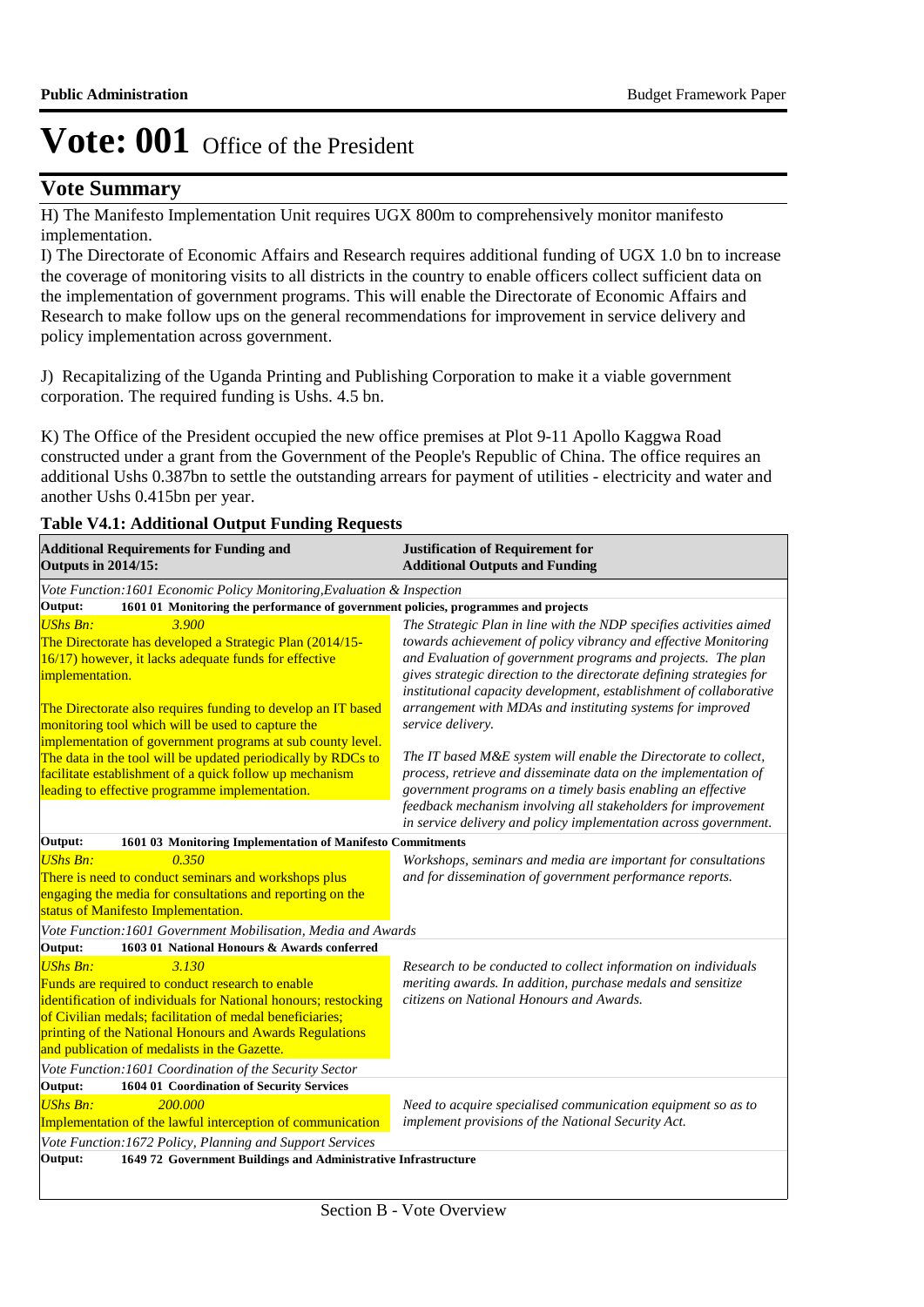# Vote: 001 Office of the President

## Vote Summary

H) The Manifesto Implementation Unit requires UGX 800m to comprehensively monitor manifesto implementation.

I) The Directorate of Economic Affairs and Research requires additional funding of UGX 1.0 bn to increase the coverage of monitoring visits to all districts in the country to enable officers collect sufficient data on the implementation of government programs. This will enable the Directorate of Economic Affairs and Research to make follow ups on the general recommendations for improvement in service delivery and policy implementation across government.

J) Recapitalizing of the Uganda Printing and Publishing Corporation to make it a viable government corporation. The required funding is Ushs. 4.5 bn.

K) The Office of the President occupied the new office premises at Plot 9-11 Apollo Kaggwa Road constructed under a grant from the Government of the People's Republic of China. The office requires an additional Ushs 0.387bn to settle the outstanding arrears for payment of utilities - electricity and water and another Ushs 0.415bn per year.

**Table V4.1: Additional Output Funding Requests**

| **Additional Requirements for Funding and Outputs in 2014/15:** | **Justification of Requirement for Additional Outputs and Funding** |
|---|---|
| *Vote Function:1601 Economic Policy Monitoring,Evaluation & Inspection* | |
| **Output: 1601 01 Monitoring the performance of government policies, programmes and projects** | |
| *UShs Bn:* *3.900*<br>The Directorate has developed a Strategic Plan (2014/15-16/17) however, it lacks adequate funds for effective implementation.<br><br>The Directorate also requires funding to develop an IT based monitoring tool which will be used to capture the implementation of government programs at sub county level. The data in the tool will be updated periodically by RDCs to facilitate establishment of a quick follow up mechanism leading to effective programme implementation. | *The Strategic Plan in line with the NDP specifies activities aimed towards achievement of policy vibrancy and effective Monitoring and Evaluation of government programs and projects. The plan gives strategic direction to the directorate defining strategies for institutional capacity development, establishment of collaborative arrangement with MDAs and instituting systems for improved service delivery.*<br><br>*The IT based M&E system will enable the Directorate to collect, process, retrieve and disseminate data on the implementation of government programs on a timely basis enabling an effective feedback mechanism involving all stakeholders for improvement in service delivery and policy implementation across government.* |
| **Output: 1601 03 Monitoring Implementation of Manifesto Commitments** | |
| *UShs Bn:* *0.350*<br>There is need to conduct seminars and workshops plus engaging the media for consultations and reporting on the status of Manifesto Implementation. | *Workshops, seminars and media are important for consultations and for dissemination of government performance reports.* |
| *Vote Function:1601 Government Mobilisation, Media and Awards* | |
| **Output: 1603 01 National Honours & Awards conferred** | |
| *UShs Bn:* *3.130*<br>Funds are required to conduct research to enable identification of individuals for National honours; restocking of Civilian medals; facilitation of medal beneficiaries; printing of the National Honours and Awards Regulations and publication of medalists in the Gazette. | *Research to be conducted to collect information on individuals meriting awards. In addition, purchase medals and sensitize citizens on National Honours and Awards.* |
| *Vote Function:1601 Coordination of the Security Sector* | |
| **Output: 1604 01 Coordination of Security Services** | |
| *UShs Bn:* *200.000*<br>Implementation of the lawful interception of communication | *Need to acquire specialised communication equipment so as to implement provisions of the National Security Act.* |
| *Vote Function:1672 Policy, Planning and Support Services* | |
| **Output: 1649 72 Government Buildings and Administrative Infrastructure** | |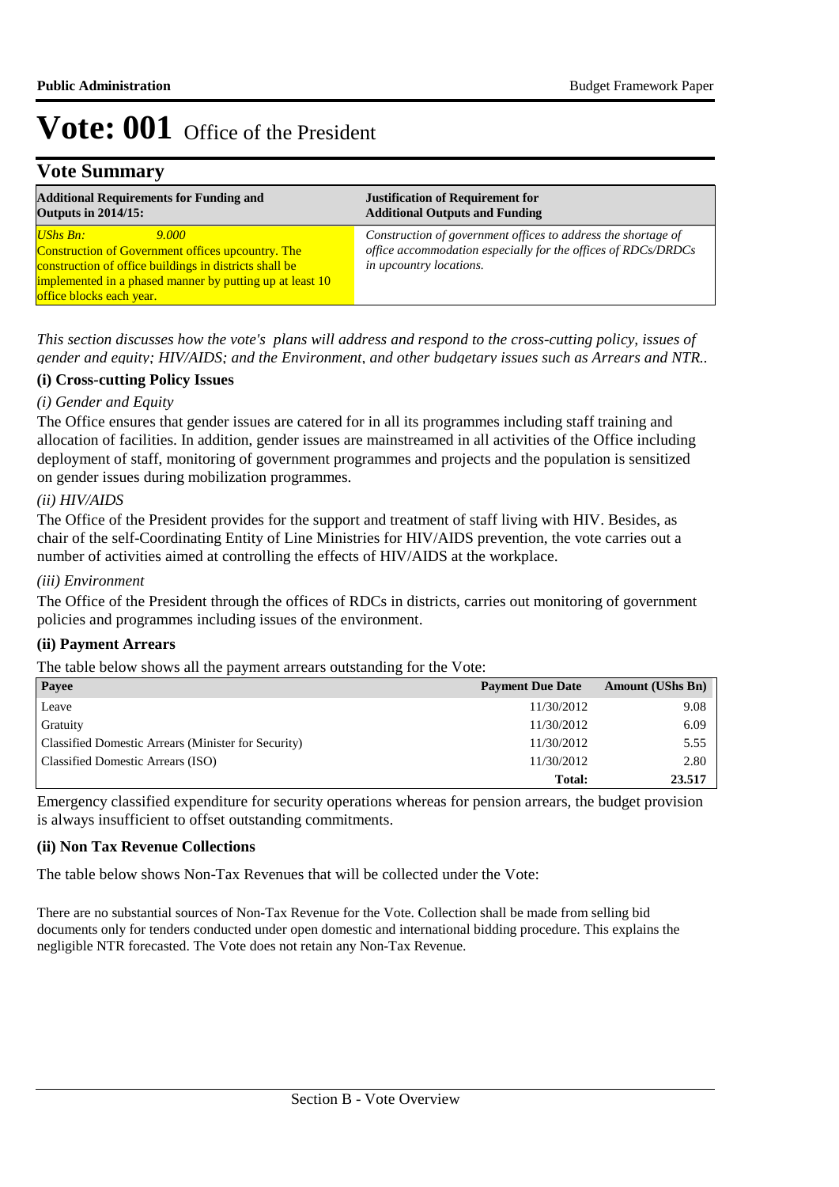# Vote: 001 Office of the President

## Vote Summary

| Additional Requirements for Funding and Outputs in 2014/15: | Justification of Requirement for Additional Outputs and Funding |
|---|---|
| *UShs Bn: 9.000* Construction of Government offices upcountry. The construction of office buildings in districts shall be implemented in a phased manner by putting up at least 10 office blocks each year. | *Construction of government offices to address the shortage of office accommodation especially for the offices of RDCs/DRDCs in upcountry locations.* |

*This section discusses how the vote's plans will address and respond to the cross-cutting policy, issues of gender and equity; HIV/AIDS; and the Environment, and other budgetary issues such as Arrears and NTR..*

### (i) Cross-cutting Policy Issues

*(i) Gender and Equity*

The Office ensures that gender issues are catered for in all its programmes including staff training and allocation of facilities. In addition, gender issues are mainstreamed in all activities of the Office including deployment of staff, monitoring of government programmes and projects and the population is sensitized on gender issues during mobilization programmes.

*(ii) HIV/AIDS*

The Office of the President provides for the support and treatment of staff living with HIV. Besides, as chair of the self-Coordinating Entity of Line Ministries for HIV/AIDS prevention, the vote carries out a number of activities aimed at controlling the effects of HIV/AIDS at the workplace.

*(iii) Environment*

The Office of the President through the offices of RDCs in districts, carries out monitoring of government policies and programmes including issues of the environment.

### (ii) Payment Arrears

The table below shows all the payment arrears outstanding for the Vote:

| Payee | Payment Due Date | Amount (UShs Bn) |
|---|---|---|
| Leave | 11/30/2012 | 9.08 |
| Gratuity | 11/30/2012 | 6.09 |
| Classified Domestic Arrears (Minister for Security) | 11/30/2012 | 5.55 |
| Classified Domestic Arrears (ISO) | 11/30/2012 | 2.80 |
| | **Total:** | **23.517** |

Emergency classified expenditure for security operations whereas for pension arrears, the budget provision is always insufficient to offset outstanding commitments.

### (ii) Non Tax Revenue Collections

The table below shows Non-Tax Revenues that will be collected under the Vote:

There are no substantial sources of Non-Tax Revenue for the Vote. Collection shall be made from selling bid documents only for tenders conducted under open domestic and international bidding procedure. This explains the negligible NTR forecasted. The Vote does not retain any Non-Tax Revenue.